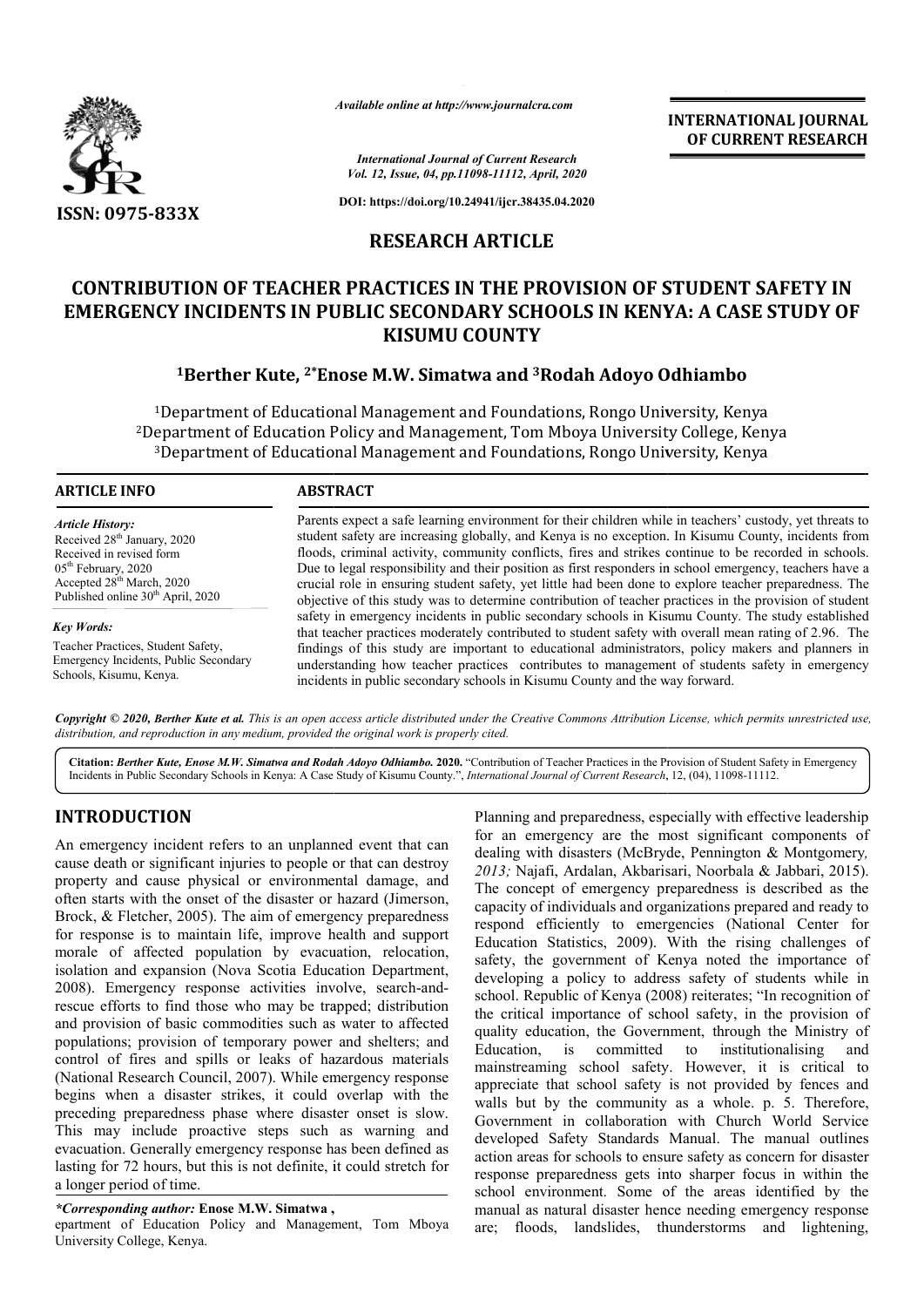*Available online at http://www.journalcra.com*

*International Journal of Current Research*
*Vol. 12, Issue, 04, pp.11098-11112, April, 2020*

**DOI: https://doi.org/10.24941/ijcr.38435.04.2020**

**ISSN: 0975-833X**

**INTERNATIONAL JOURNAL OF CURRENT RESEARCH**

## RESEARCH ARTICLE

# CONTRIBUTION OF TEACHER PRACTICES IN THE PROVISION OF STUDENT SAFETY IN EMERGENCY INCIDENTS IN PUBLIC SECONDARY SCHOOLS IN KENYA: A CASE STUDY OF KISUMU COUNTY

**[1]Berther Kute, [2*]Enose M.W. Simatwa and [3]Rodah Adoyo Odhiambo**

[1]Department of Educational Management and Foundations, Rongo University, Kenya
[2]Department of Education Policy and Management, Tom Mboya University College, Kenya
[3]Department of Educational Management and Foundations, Rongo University, Kenya

**ARTICLE INFO**

*Article History:*
Received 28th January, 2020
Received in revised form
05th February, 2020
Accepted 28th March, 2020
Published online 30th April, 2020

*Key Words:*
Teacher Practices, Student Safety, Emergency Incidents, Public Secondary Schools, Kisumu, Kenya.

**ABSTRACT**

Parents expect a safe learning environment for their children while in teachers' custody, yet threats to student safety are increasing globally, and Kenya is no exception. In Kisumu County, incidents from floods, criminal activity, community conflicts, fires and strikes continue to be recorded in schools. Due to legal responsibility and their position as first responders in school emergency, teachers have a crucial role in ensuring student safety, yet little had been done to explore teacher preparedness. The objective of this study was to determine contribution of teacher practices in the provision of student safety in emergency incidents in public secondary schools in Kisumu County. The study established that teacher practices moderately contributed to student safety with overall mean rating of 2.96. The findings of this study are important to educational administrators, policy makers and planners in understanding how teacher practices contributes to management of students safety in emergency incidents in public secondary schools in Kisumu County and the way forward.

*Copyright © 2020, Berther Kute et al. This is an open access article distributed under the Creative Commons Attribution License, which permits unrestricted use, distribution, and reproduction in any medium, provided the original work is properly cited.*

**Citation:** *Berther Kute, Enose M.W. Simatwa and Rodah Adoyo Odhiambo.* **2020.** "Contribution of Teacher Practices in the Provision of Student Safety in Emergency Incidents in Public Secondary Schools in Kenya: A Case Study of Kisumu County.", *International Journal of Current Research*, 12, (04), 11098-11112.

## INTRODUCTION

An emergency incident refers to an unplanned event that can cause death or significant injuries to people or that can destroy property and cause physical or environmental damage, and often starts with the onset of the disaster or hazard (Jimerson, Brock, & Fletcher, 2005). The aim of emergency preparedness for response is to maintain life, improve health and support morale of affected population by evacuation, relocation, isolation and expansion (Nova Scotia Education Department, 2008). Emergency response activities involve, search-and-rescue efforts to find those who may be trapped; distribution and provision of basic commodities such as water to affected populations; provision of temporary power and shelters; and control of fires and spills or leaks of hazardous materials (National Research Council, 2007). While emergency response begins when a disaster strikes, it could overlap with the preceding preparedness phase where disaster onset is slow. This may include proactive steps such as warning and evacuation. Generally emergency response has been defined as lasting for 72 hours, but this is not definite, it could stretch for a longer period of time.

Planning and preparedness, especially with effective leadership for an emergency are the most significant components of dealing with disasters (McBryde, Pennington & Montgomery, *2013;* Najafi, Ardalan, Akbarisari, Noorbala & Jabbari, 2015). The concept of emergency preparedness is described as the capacity of individuals and organizations prepared and ready to respond efficiently to emergencies (National Center for Education Statistics, 2009). With the rising challenges of safety, the government of Kenya noted the importance of developing a policy to address safety of students while in school. Republic of Kenya (2008) reiterates; "In recognition of the critical importance of school safety, in the provision of quality education, the Government, through the Ministry of Education, is committed to institutionalising and mainstreaming school safety. However, it is critical to appreciate that school safety is not provided by fences and walls but by the community as a whole. p. 5. Therefore, Government in collaboration with Church World Service developed Safety Standards Manual. The manual outlines action areas for schools to ensure safety as concern for disaster response preparedness gets into sharper focus in within the school environment. Some of the areas identified by the manual as natural disaster hence needing emergency response are; floods, landslides, thunderstorms and lightening,

*\*Corresponding author:* **Enose M.W. Simatwa ,**
epartment of Education Policy and Management, Tom Mboya University College, Kenya.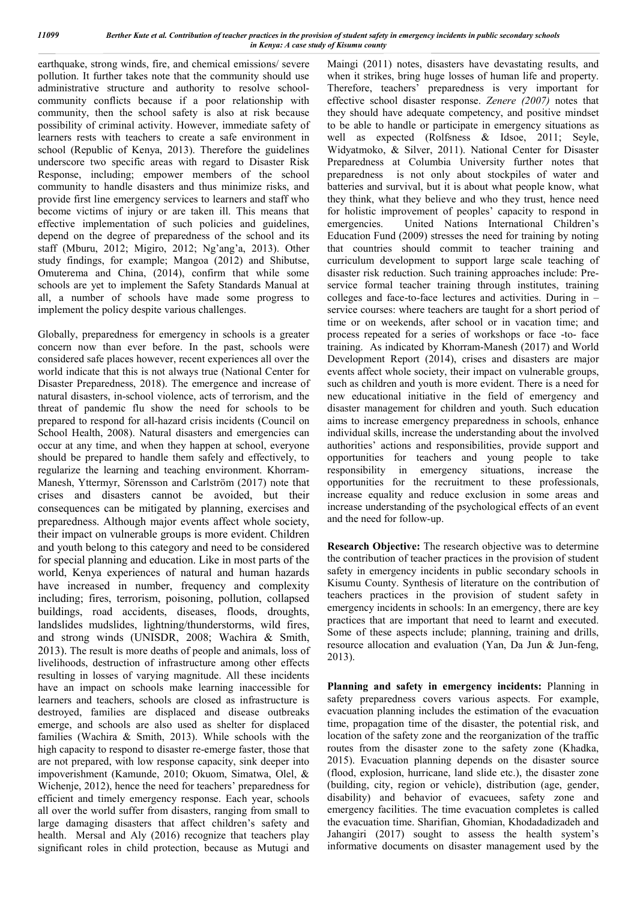earthquake, strong winds, fire, and chemical emissions/ severe pollution. It further takes note that the community should use administrative structure and authority to resolve school-community conflicts because if a poor relationship with community, then the school safety is also at risk because possibility of criminal activity. However, immediate safety of learners rests with teachers to create a safe environment in school (Republic of Kenya, 2013). Therefore the guidelines underscore two specific areas with regard to Disaster Risk Response, including; empower members of the school community to handle disasters and thus minimize risks, and provide first line emergency services to learners and staff who become victims of injury or are taken ill. This means that effective implementation of such policies and guidelines, depend on the degree of preparedness of the school and its staff (Mburu, 2012; Migiro, 2012; Ng'ang'a, 2013). Other study findings, for example; Mangoa (2012) and Shibutse, Omuterema and China, (2014), confirm that while some schools are yet to implement the Safety Standards Manual at all, a number of schools have made some progress to implement the policy despite various challenges.

Globally, preparedness for emergency in schools is a greater concern now than ever before. In the past, schools were considered safe places however, recent experiences all over the world indicate that this is not always true (National Center for Disaster Preparedness, 2018). The emergence and increase of natural disasters, in-school violence, acts of terrorism, and the threat of pandemic flu show the need for schools to be prepared to respond for all-hazard crisis incidents (Council on School Health, 2008). Natural disasters and emergencies can occur at any time, and when they happen at school, everyone should be prepared to handle them safely and effectively, to regularize the learning and teaching environment. Khorram-Manesh, Yttermyr, Sörensson and Carlström (2017) note that crises and disasters cannot be avoided, but their consequences can be mitigated by planning, exercises and preparedness. Although major events affect whole society, their impact on vulnerable groups is more evident. Children and youth belong to this category and need to be considered for special planning and education. Like in most parts of the world, Kenya experiences of natural and human hazards have increased in number, frequency and complexity including; fires, terrorism, poisoning, pollution, collapsed buildings, road accidents, diseases, floods, droughts, landslides mudslides, lightning/thunderstorms, wild fires, and strong winds (UNISDR, 2008; Wachira & Smith, 2013). The result is more deaths of people and animals, loss of livelihoods, destruction of infrastructure among other effects resulting in losses of varying magnitude. All these incidents have an impact on schools make learning inaccessible for learners and teachers, schools are closed as infrastructure is destroyed, families are displaced and disease outbreaks emerge, and schools are also used as shelter for displaced families (Wachira & Smith, 2013). While schools with the high capacity to respond to disaster re-emerge faster, those that are not prepared, with low response capacity, sink deeper into impoverishment (Kamunde, 2010; Okuom, Simatwa, Olel, & Wichenje, 2012), hence the need for teachers' preparedness for efficient and timely emergency response. Each year, schools all over the world suffer from disasters, ranging from small to large damaging disasters that affect children's safety and health. Mersal and Aly (2016) recognize that teachers play significant roles in child protection, because as Mutugi and Maingi (2011) notes, disasters have devastating results, and when it strikes, bring huge losses of human life and property. Therefore, teachers' preparedness is very important for effective school disaster response. *Zenere (2007)* notes that they should have adequate competency, and positive mindset to be able to handle or participate in emergency situations as well as expected (Rolfsness & Idsoe, 2011; Seyle, Widyatmoko, & Silver, 2011). National Center for Disaster Preparedness at Columbia University further notes that preparedness is not only about stockpiles of water and batteries and survival, but it is about what people know, what they think, what they believe and who they trust, hence need for holistic improvement of peoples' capacity to respond in emergencies. United Nations International Children's Education Fund (2009) stresses the need for training by noting that countries should commit to teacher training and curriculum development to support large scale teaching of disaster risk reduction. Such training approaches include: Pre-service formal teacher training through institutes, training colleges and face-to-face lectures and activities. During in – service courses: where teachers are taught for a short period of time or on weekends, after school or in vacation time; and process repeated for a series of workshops or face -to- face training. As indicated by Khorram-Manesh (2017) and World Development Report (2014), crises and disasters are major events affect whole society, their impact on vulnerable groups, such as children and youth is more evident. There is a need for new educational initiative in the field of emergency and disaster management for children and youth. Such education aims to increase emergency preparedness in schools, enhance individual skills, increase the understanding about the involved authorities' actions and responsibilities, provide support and opportunities for teachers and young people to take responsibility in emergency situations, increase the opportunities for the recruitment to these professionals, increase equality and reduce exclusion in some areas and increase understanding of the psychological effects of an event and the need for follow-up.

**Research Objective:** The research objective was to determine the contribution of teacher practices in the provision of student safety in emergency incidents in public secondary schools in Kisumu County. Synthesis of literature on the contribution of teachers practices in the provision of student safety in emergency incidents in schools: In an emergency, there are key practices that are important that need to learnt and executed. Some of these aspects include; planning, training and drills, resource allocation and evaluation (Yan, Da Jun & Jun-feng, 2013).

**Planning and safety in emergency incidents:** Planning in safety preparedness covers various aspects. For example, evacuation planning includes the estimation of the evacuation time, propagation time of the disaster, the potential risk, and location of the safety zone and the reorganization of the traffic routes from the disaster zone to the safety zone (Khadka, 2015). Evacuation planning depends on the disaster source (flood, explosion, hurricane, land slide etc.), the disaster zone (building, city, region or vehicle), distribution (age, gender, disability) and behavior of evacuees, safety zone and emergency facilities. The time evacuation completes is called the evacuation time. Sharifian, Ghomian, Khodadadizadeh and Jahangiri (2017) sought to assess the health system's informative documents on disaster management used by the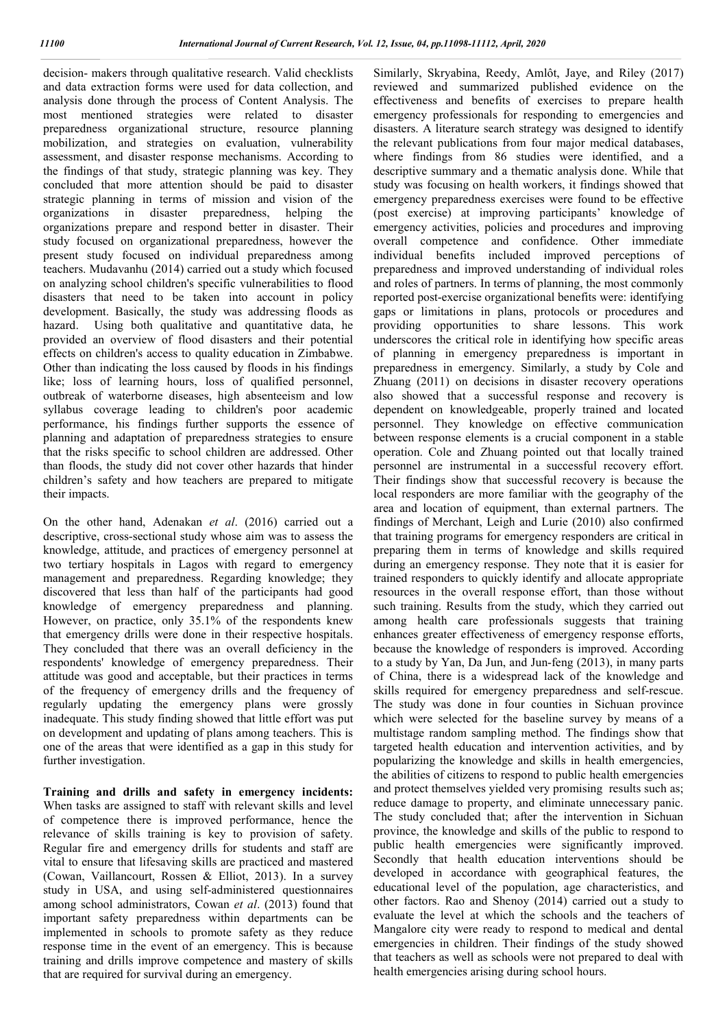decision- makers through qualitative research. Valid checklists and data extraction forms were used for data collection, and analysis done through the process of Content Analysis. The most mentioned strategies were related to disaster preparedness organizational structure, resource planning mobilization, and strategies on evaluation, vulnerability assessment, and disaster response mechanisms. According to the findings of that study, strategic planning was key. They concluded that more attention should be paid to disaster strategic planning in terms of mission and vision of the organizations in disaster preparedness, helping the organizations prepare and respond better in disaster. Their study focused on organizational preparedness, however the present study focused on individual preparedness among teachers. Mudavanhu (2014) carried out a study which focused on analyzing school children's specific vulnerabilities to flood disasters that need to be taken into account in policy development. Basically, the study was addressing floods as hazard. Using both qualitative and quantitative data, he provided an overview of flood disasters and their potential effects on children's access to quality education in Zimbabwe. Other than indicating the loss caused by floods in his findings like; loss of learning hours, loss of qualified personnel, outbreak of waterborne diseases, high absenteeism and low syllabus coverage leading to children's poor academic performance, his findings further supports the essence of planning and adaptation of preparedness strategies to ensure that the risks specific to school children are addressed. Other than floods, the study did not cover other hazards that hinder children's safety and how teachers are prepared to mitigate their impacts.

On the other hand, Adenakan *et al*. (2016) carried out a descriptive, cross-sectional study whose aim was to assess the knowledge, attitude, and practices of emergency personnel at two tertiary hospitals in Lagos with regard to emergency management and preparedness. Regarding knowledge; they discovered that less than half of the participants had good knowledge of emergency preparedness and planning. However, on practice, only 35.1% of the respondents knew that emergency drills were done in their respective hospitals. They concluded that there was an overall deficiency in the respondents' knowledge of emergency preparedness. Their attitude was good and acceptable, but their practices in terms of the frequency of emergency drills and the frequency of regularly updating the emergency plans were grossly inadequate. This study finding showed that little effort was put on development and updating of plans among teachers. This is one of the areas that were identified as a gap in this study for further investigation.

**Training and drills and safety in emergency incidents:** When tasks are assigned to staff with relevant skills and level of competence there is improved performance, hence the relevance of skills training is key to provision of safety. Regular fire and emergency drills for students and staff are vital to ensure that lifesaving skills are practiced and mastered (Cowan, Vaillancourt, Rossen & Elliot, 2013). In a survey study in USA, and using self-administered questionnaires among school administrators, Cowan *et al*. (2013) found that important safety preparedness within departments can be implemented in schools to promote safety as they reduce response time in the event of an emergency. This is because training and drills improve competence and mastery of skills that are required for survival during an emergency.

Similarly, Skryabina, Reedy, Amlôt, Jaye, and Riley (2017) reviewed and summarized published evidence on the effectiveness and benefits of exercises to prepare health emergency professionals for responding to emergencies and disasters. A literature search strategy was designed to identify the relevant publications from four major medical databases, where findings from 86 studies were identified, and a descriptive summary and a thematic analysis done. While that study was focusing on health workers, it findings showed that emergency preparedness exercises were found to be effective (post exercise) at improving participants' knowledge of emergency activities, policies and procedures and improving overall competence and confidence. Other immediate individual benefits included improved perceptions of preparedness and improved understanding of individual roles and roles of partners. In terms of planning, the most commonly reported post-exercise organizational benefits were: identifying gaps or limitations in plans, protocols or procedures and providing opportunities to share lessons. This work underscores the critical role in identifying how specific areas of planning in emergency preparedness is important in preparedness in emergency. Similarly, a study by Cole and Zhuang (2011) on decisions in disaster recovery operations also showed that a successful response and recovery is dependent on knowledgeable, properly trained and located personnel. They knowledge on effective communication between response elements is a crucial component in a stable operation. Cole and Zhuang pointed out that locally trained personnel are instrumental in a successful recovery effort. Their findings show that successful recovery is because the local responders are more familiar with the geography of the area and location of equipment, than external partners. The findings of Merchant, Leigh and Lurie (2010) also confirmed that training programs for emergency responders are critical in preparing them in terms of knowledge and skills required during an emergency response. They note that it is easier for trained responders to quickly identify and allocate appropriate resources in the overall response effort, than those without such training. Results from the study, which they carried out among health care professionals suggests that training enhances greater effectiveness of emergency response efforts, because the knowledge of responders is improved. According to a study by Yan, Da Jun, and Jun-feng (2013), in many parts of China, there is a widespread lack of the knowledge and skills required for emergency preparedness and self-rescue. The study was done in four counties in Sichuan province which were selected for the baseline survey by means of a multistage random sampling method. The findings show that targeted health education and intervention activities, and by popularizing the knowledge and skills in health emergencies, the abilities of citizens to respond to public health emergencies and protect themselves yielded very promising results such as; reduce damage to property, and eliminate unnecessary panic. The study concluded that; after the intervention in Sichuan province, the knowledge and skills of the public to respond to public health emergencies were significantly improved. Secondly that health education interventions should be developed in accordance with geographical features, the educational level of the population, age characteristics, and other factors. Rao and Shenoy (2014) carried out a study to evaluate the level at which the schools and the teachers of Mangalore city were ready to respond to medical and dental emergencies in children. Their findings of the study showed that teachers as well as schools were not prepared to deal with health emergencies arising during school hours.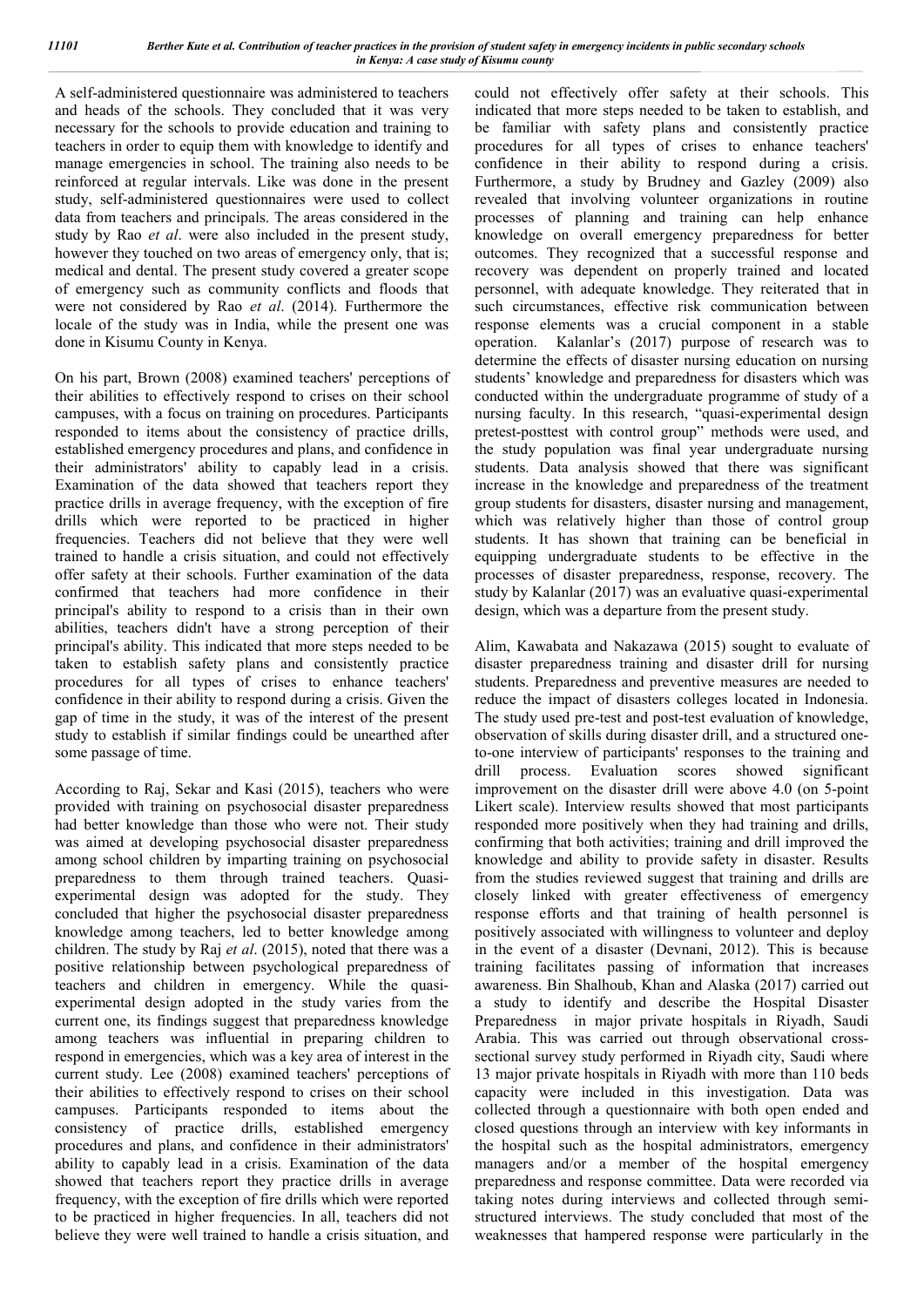A self-administered questionnaire was administered to teachers and heads of the schools. They concluded that it was very necessary for the schools to provide education and training to teachers in order to equip them with knowledge to identify and manage emergencies in school. The training also needs to be reinforced at regular intervals. Like was done in the present study, self-administered questionnaires were used to collect data from teachers and principals. The areas considered in the study by Rao *et al*. were also included in the present study, however they touched on two areas of emergency only, that is; medical and dental. The present study covered a greater scope of emergency such as community conflicts and floods that were not considered by Rao *et al*. (2014). Furthermore the locale of the study was in India, while the present one was done in Kisumu County in Kenya.

On his part, Brown (2008) examined teachers' perceptions of their abilities to effectively respond to crises on their school campuses, with a focus on training on procedures. Participants responded to items about the consistency of practice drills, established emergency procedures and plans, and confidence in their administrators' ability to capably lead in a crisis. Examination of the data showed that teachers report they practice drills in average frequency, with the exception of fire drills which were reported to be practiced in higher frequencies. Teachers did not believe that they were well trained to handle a crisis situation, and could not effectively offer safety at their schools. Further examination of the data confirmed that teachers had more confidence in their principal's ability to respond to a crisis than in their own abilities, teachers didn't have a strong perception of their principal's ability. This indicated that more steps needed to be taken to establish safety plans and consistently practice procedures for all types of crises to enhance teachers' confidence in their ability to respond during a crisis. Given the gap of time in the study, it was of the interest of the present study to establish if similar findings could be unearthed after some passage of time.

According to Raj, Sekar and Kasi (2015), teachers who were provided with training on psychosocial disaster preparedness had better knowledge than those who were not. Their study was aimed at developing psychosocial disaster preparedness among school children by imparting training on psychosocial preparedness to them through trained teachers. Quasi-experimental design was adopted for the study. They concluded that higher the psychosocial disaster preparedness knowledge among teachers, led to better knowledge among children. The study by Raj *et al*. (2015), noted that there was a positive relationship between psychological preparedness of teachers and children in emergency. While the quasi-experimental design adopted in the study varies from the current one, its findings suggest that preparedness knowledge among teachers was influential in preparing children to respond in emergencies, which was a key area of interest in the current study. Lee (2008) examined teachers' perceptions of their abilities to effectively respond to crises on their school campuses. Participants responded to items about the consistency of practice drills, established emergency procedures and plans, and confidence in their administrators' ability to capably lead in a crisis. Examination of the data showed that teachers report they practice drills in average frequency, with the exception of fire drills which were reported to be practiced in higher frequencies. In all, teachers did not believe they were well trained to handle a crisis situation, and could not effectively offer safety at their schools. This indicated that more steps needed to be taken to establish, and be familiar with safety plans and consistently practice procedures for all types of crises to enhance teachers' confidence in their ability to respond during a crisis. Furthermore, a study by Brudney and Gazley (2009) also revealed that involving volunteer organizations in routine processes of planning and training can help enhance knowledge on overall emergency preparedness for better outcomes. They recognized that a successful response and recovery was dependent on properly trained and located personnel, with adequate knowledge. They reiterated that in such circumstances, effective risk communication between response elements was a crucial component in a stable operation. Kalanlar's (2017) purpose of research was to determine the effects of disaster nursing education on nursing students' knowledge and preparedness for disasters which was conducted within the undergraduate programme of study of a nursing faculty. In this research, "quasi-experimental design pretest-posttest with control group" methods were used, and the study population was final year undergraduate nursing students. Data analysis showed that there was significant increase in the knowledge and preparedness of the treatment group students for disasters, disaster nursing and management, which was relatively higher than those of control group students. It has shown that training can be beneficial in equipping undergraduate students to be effective in the processes of disaster preparedness, response, recovery. The study by Kalanlar (2017) was an evaluative quasi-experimental design, which was a departure from the present study.

Alim, Kawabata and Nakazawa (2015) sought to evaluate of disaster preparedness training and disaster drill for nursing students. Preparedness and preventive measures are needed to reduce the impact of disasters colleges located in Indonesia. The study used pre-test and post-test evaluation of knowledge, observation of skills during disaster drill, and a structured one-to-one interview of participants' responses to the training and drill process. Evaluation scores showed significant improvement on the disaster drill were above 4.0 (on 5-point Likert scale). Interview results showed that most participants responded more positively when they had training and drills, confirming that both activities; training and drill improved the knowledge and ability to provide safety in disaster. Results from the studies reviewed suggest that training and drills are closely linked with greater effectiveness of emergency response efforts and that training of health personnel is positively associated with willingness to volunteer and deploy in the event of a disaster (Devnani, 2012). This is because training facilitates passing of information that increases awareness. Bin Shalhoub, Khan and Alaska (2017) carried out a study to identify and describe the Hospital Disaster Preparedness in major private hospitals in Riyadh, Saudi Arabia. This was carried out through observational cross-sectional survey study performed in Riyadh city, Saudi where 13 major private hospitals in Riyadh with more than 110 beds capacity were included in this investigation. Data was collected through a questionnaire with both open ended and closed questions through an interview with key informants in the hospital such as the hospital administrators, emergency managers and/or a member of the hospital emergency preparedness and response committee. Data were recorded via taking notes during interviews and collected through semi-structured interviews. The study concluded that most of the weaknesses that hampered response were particularly in the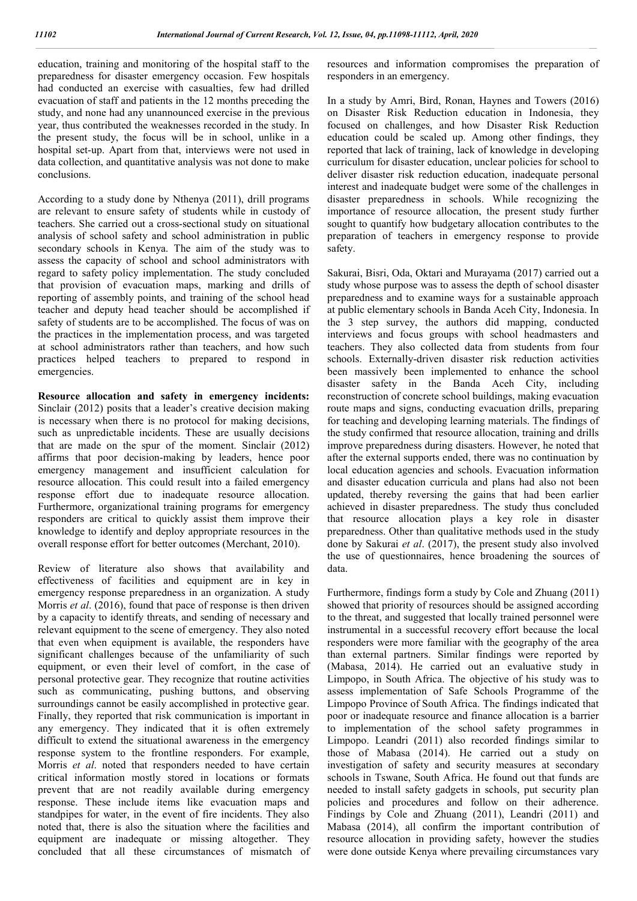education, training and monitoring of the hospital staff to the preparedness for disaster emergency occasion. Few hospitals had conducted an exercise with casualties, few had drilled evacuation of staff and patients in the 12 months preceding the study, and none had any unannounced exercise in the previous year, thus contributed the weaknesses recorded in the study. In the present study, the focus will be in school, unlike in a hospital set-up. Apart from that, interviews were not used in data collection, and quantitative analysis was not done to make conclusions.

According to a study done by Nthenya (2011), drill programs are relevant to ensure safety of students while in custody of teachers. She carried out a cross-sectional study on situational analysis of school safety and school administration in public secondary schools in Kenya. The aim of the study was to assess the capacity of school and school administrators with regard to safety policy implementation. The study concluded that provision of evacuation maps, marking and drills of reporting of assembly points, and training of the school head teacher and deputy head teacher should be accomplished if safety of students are to be accomplished. The focus of was on the practices in the implementation process, and was targeted at school administrators rather than teachers, and how such practices helped teachers to prepared to respond in emergencies.

**Resource allocation and safety in emergency incidents:** Sinclair (2012) posits that a leader's creative decision making is necessary when there is no protocol for making decisions, such as unpredictable incidents. These are usually decisions that are made on the spur of the moment. Sinclair (2012) affirms that poor decision-making by leaders, hence poor emergency management and insufficient calculation for resource allocation. This could result into a failed emergency response effort due to inadequate resource allocation. Furthermore, organizational training programs for emergency responders are critical to quickly assist them improve their knowledge to identify and deploy appropriate resources in the overall response effort for better outcomes (Merchant, 2010).

Review of literature also shows that availability and effectiveness of facilities and equipment are in key in emergency response preparedness in an organization. A study Morris *et al*. (2016), found that pace of response is then driven by a capacity to identify threats, and sending of necessary and relevant equipment to the scene of emergency. They also noted that even when equipment is available, the responders have significant challenges because of the unfamiliarity of such equipment, or even their level of comfort, in the case of personal protective gear. They recognize that routine activities such as communicating, pushing buttons, and observing surroundings cannot be easily accomplished in protective gear. Finally, they reported that risk communication is important in any emergency. They indicated that it is often extremely difficult to extend the situational awareness in the emergency response system to the frontline responders. For example, Morris *et al*. noted that responders needed to have certain critical information mostly stored in locations or formats prevent that are not readily available during emergency response. These include items like evacuation maps and standpipes for water, in the event of fire incidents. They also noted that, there is also the situation where the facilities and equipment are inadequate or missing altogether. They concluded that all these circumstances of mismatch of resources and information compromises the preparation of responders in an emergency.

In a study by Amri, Bird, Ronan, Haynes and Towers (2016) on Disaster Risk Reduction education in Indonesia, they focused on challenges, and how Disaster Risk Reduction education could be scaled up. Among other findings, they reported that lack of training, lack of knowledge in developing curriculum for disaster education, unclear policies for school to deliver disaster risk reduction education, inadequate personal interest and inadequate budget were some of the challenges in disaster preparedness in schools. While recognizing the importance of resource allocation, the present study further sought to quantify how budgetary allocation contributes to the preparation of teachers in emergency response to provide safety.

Sakurai, Bisri, Oda, Oktari and Murayama (2017) carried out a study whose purpose was to assess the depth of school disaster preparedness and to examine ways for a sustainable approach at public elementary schools in Banda Aceh City, Indonesia. In the 3 step survey, the authors did mapping, conducted interviews and focus groups with school headmasters and teachers. They also collected data from students from four schools. Externally-driven disaster risk reduction activities been massively been implemented to enhance the school disaster safety in the Banda Aceh City, including reconstruction of concrete school buildings, making evacuation route maps and signs, conducting evacuation drills, preparing for teaching and developing learning materials. The findings of the study confirmed that resource allocation, training and drills improve preparedness during disasters. However, he noted that after the external supports ended, there was no continuation by local education agencies and schools. Evacuation information and disaster education curricula and plans had also not been updated, thereby reversing the gains that had been earlier achieved in disaster preparedness. The study thus concluded that resource allocation plays a key role in disaster preparedness. Other than qualitative methods used in the study done by Sakurai *et al*. (2017), the present study also involved the use of questionnaires, hence broadening the sources of data.

Furthermore, findings form a study by Cole and Zhuang (2011) showed that priority of resources should be assigned according to the threat, and suggested that locally trained personnel were instrumental in a successful recovery effort because the local responders were more familiar with the geography of the area than external partners. Similar findings were reported by (Mabasa, 2014). He carried out an evaluative study in Limpopo, in South Africa. The objective of his study was to assess implementation of Safe Schools Programme of the Limpopo Province of South Africa. The findings indicated that poor or inadequate resource and finance allocation is a barrier to implementation of the school safety programmes in Limpopo. Leandri (2011) also recorded findings similar to those of Mabasa (2014). He carried out a study on investigation of safety and security measures at secondary schools in Tswane, South Africa. He found out that funds are needed to install safety gadgets in schools, put security plan policies and procedures and follow on their adherence. Findings by Cole and Zhuang (2011), Leandri (2011) and Mabasa (2014), all confirm the important contribution of resource allocation in providing safety, however the studies were done outside Kenya where prevailing circumstances vary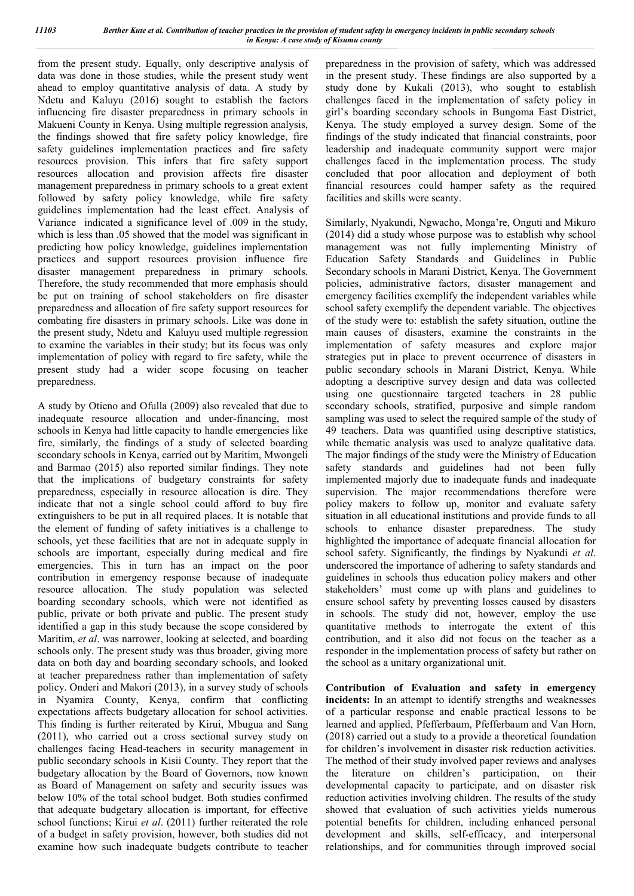from the present study. Equally, only descriptive analysis of data was done in those studies, while the present study went ahead to employ quantitative analysis of data. A study by Ndetu and Kaluyu (2016) sought to establish the factors influencing fire disaster preparedness in primary schools in Makueni County in Kenya. Using multiple regression analysis, the findings showed that fire safety policy knowledge, fire safety guidelines implementation practices and fire safety resources provision. This infers that fire safety support resources allocation and provision affects fire disaster management preparedness in primary schools to a great extent followed by safety policy knowledge, while fire safety guidelines implementation had the least effect. Analysis of Variance indicated a significance level of .009 in the study, which is less than .05 showed that the model was significant in predicting how policy knowledge, guidelines implementation practices and support resources provision influence fire disaster management preparedness in primary schools. Therefore, the study recommended that more emphasis should be put on training of school stakeholders on fire disaster preparedness and allocation of fire safety support resources for combating fire disasters in primary schools. Like was done in the present study, Ndetu and Kaluyu used multiple regression to examine the variables in their study; but its focus was only implementation of policy with regard to fire safety, while the present study had a wider scope focusing on teacher preparedness.

A study by Otieno and Ofulla (2009) also revealed that due to inadequate resource allocation and under-financing, most schools in Kenya had little capacity to handle emergencies like fire, similarly, the findings of a study of selected boarding secondary schools in Kenya, carried out by Maritim, Mwongeli and Barmao (2015) also reported similar findings. They note that the implications of budgetary constraints for safety preparedness, especially in resource allocation is dire. They indicate that not a single school could afford to buy fire extinguishers to be put in all required places. It is notable that the element of funding of safety initiatives is a challenge to schools, yet these facilities that are not in adequate supply in schools are important, especially during medical and fire emergencies. This in turn has an impact on the poor contribution in emergency response because of inadequate resource allocation. The study population was selected boarding secondary schools, which were not identified as public, private or both private and public. The present study identified a gap in this study because the scope considered by Maritim, *et al*. was narrower, looking at selected, and boarding schools only. The present study was thus broader, giving more data on both day and boarding secondary schools, and looked at teacher preparedness rather than implementation of safety policy. Onderi and Makori (2013), in a survey study of schools in Nyamira County, Kenya, confirm that conflicting expectations affects budgetary allocation for school activities. This finding is further reiterated by Kirui, Mbugua and Sang (2011), who carried out a cross sectional survey study on challenges facing Head-teachers in security management in public secondary schools in Kisii County. They report that the budgetary allocation by the Board of Governors, now known as Board of Management on safety and security issues was below 10% of the total school budget. Both studies confirmed that adequate budgetary allocation is important, for effective school functions; Kirui *et al*. (2011) further reiterated the role of a budget in safety provision, however, both studies did not examine how such inadequate budgets contribute to teacher preparedness in the provision of safety, which was addressed in the present study. These findings are also supported by a study done by Kukali (2013), who sought to establish challenges faced in the implementation of safety policy in girl's boarding secondary schools in Bungoma East District, Kenya. The study employed a survey design. Some of the findings of the study indicated that financial constraints, poor leadership and inadequate community support were major challenges faced in the implementation process. The study concluded that poor allocation and deployment of both financial resources could hamper safety as the required facilities and skills were scanty.

Similarly, Nyakundi, Ngwacho, Monga're, Onguti and Mikuro (2014) did a study whose purpose was to establish why school management was not fully implementing Ministry of Education Safety Standards and Guidelines in Public Secondary schools in Marani District, Kenya. The Government policies, administrative factors, disaster management and emergency facilities exemplify the independent variables while school safety exemplify the dependent variable. The objectives of the study were to: establish the safety situation, outline the main causes of disasters, examine the constraints in the implementation of safety measures and explore major strategies put in place to prevent occurrence of disasters in public secondary schools in Marani District, Kenya. While adopting a descriptive survey design and data was collected using one questionnaire targeted teachers in 28 public secondary schools, stratified, purposive and simple random sampling was used to select the required sample of the study of 49 teachers. Data was quantified using descriptive statistics, while thematic analysis was used to analyze qualitative data. The major findings of the study were the Ministry of Education safety standards and guidelines had not been fully implemented majorly due to inadequate funds and inadequate supervision. The major recommendations therefore were policy makers to follow up, monitor and evaluate safety situation in all educational institutions and provide funds to all schools to enhance disaster preparedness. The study highlighted the importance of adequate financial allocation for school safety. Significantly, the findings by Nyakundi *et al*. underscored the importance of adhering to safety standards and guidelines in schools thus education policy makers and other stakeholders' must come up with plans and guidelines to ensure school safety by preventing losses caused by disasters in schools. The study did not, however, employ the use quantitative methods to interrogate the extent of this contribution, and it also did not focus on the teacher as a responder in the implementation process of safety but rather on the school as a unitary organizational unit.

**Contribution of Evaluation and safety in emergency incidents:** In an attempt to identify strengths and weaknesses of a particular response and enable practical lessons to be learned and applied, Pfefferbaum, Pfefferbaum and Van Horn, (2018) carried out a study to a provide a theoretical foundation for children's involvement in disaster risk reduction activities. The method of their study involved paper reviews and analyses the literature on children's participation, on their developmental capacity to participate, and on disaster risk reduction activities involving children. The results of the study showed that evaluation of such activities yields numerous potential benefits for children, including enhanced personal development and skills, self-efficacy, and interpersonal relationships, and for communities through improved social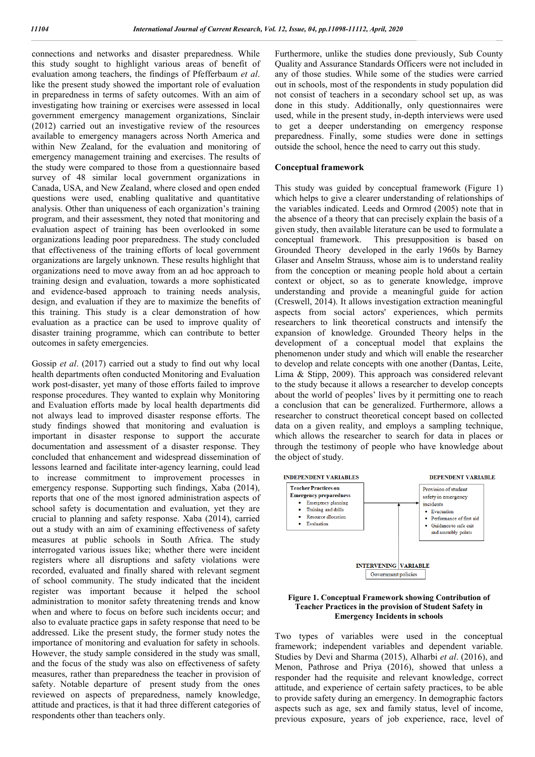connections and networks and disaster preparedness. While this study sought to highlight various areas of benefit of evaluation among teachers, the findings of Pfefferbaum *et al*. like the present study showed the important role of evaluation in preparedness in terms of safety outcomes. With an aim of investigating how training or exercises were assessed in local government emergency management organizations, Sinclair (2012) carried out an investigative review of the resources available to emergency managers across North America and within New Zealand, for the evaluation and monitoring of emergency management training and exercises. The results of the study were compared to those from a questionnaire based survey of 48 similar local government organizations in Canada, USA, and New Zealand, where closed and open ended questions were used, enabling qualitative and quantitative analysis. Other than uniqueness of each organization's training program, and their assessment, they noted that monitoring and evaluation aspect of training has been overlooked in some organizations leading poor preparedness. The study concluded that effectiveness of the training efforts of local government organizations are largely unknown. These results highlight that organizations need to move away from an ad hoc approach to training design and evaluation, towards a more sophisticated and evidence-based approach to training needs analysis, design, and evaluation if they are to maximize the benefits of this training. This study is a clear demonstration of how evaluation as a practice can be used to improve quality of disaster training programme, which can contribute to better outcomes in safety emergencies.

Gossip *et al*. (2017) carried out a study to find out why local health departments often conducted Monitoring and Evaluation work post-disaster, yet many of those efforts failed to improve response procedures. They wanted to explain why Monitoring and Evaluation efforts made by local health departments did not always lead to improved disaster response efforts. The study findings showed that monitoring and evaluation is important in disaster response to support the accurate documentation and assessment of a disaster response. They concluded that enhancement and widespread dissemination of lessons learned and facilitate inter-agency learning, could lead to increase commitment to improvement processes in emergency response. Supporting such findings, Xaba (2014), reports that one of the most ignored administration aspects of school safety is documentation and evaluation, yet they are crucial to planning and safety response. Xaba (2014), carried out a study with an aim of examining effectiveness of safety measures at public schools in South Africa. The study interrogated various issues like; whether there were incident registers where all disruptions and safety violations were recorded, evaluated and finally shared with relevant segment of school community. The study indicated that the incident register was important because it helped the school administration to monitor safety threatening trends and know when and where to focus on before such incidents occur; and also to evaluate practice gaps in safety response that need to be addressed. Like the present study, the former study notes the importance of monitoring and evaluation for safety in schools. However, the study sample considered in the study was small, and the focus of the study was also on effectiveness of safety measures, rather than preparedness the teacher in provision of safety. Notable departure of present study from the ones reviewed on aspects of preparedness, namely knowledge, attitude and practices, is that it had three different categories of respondents other than teachers only.

Furthermore, unlike the studies done previously, Sub County Quality and Assurance Standards Officers were not included in any of those studies. While some of the studies were carried out in schools, most of the respondents in study population did not consist of teachers in a secondary school set up, as was done in this study. Additionally, only questionnaires were used, while in the present study, in-depth interviews were used to get a deeper understanding on emergency response preparedness. Finally, some studies were done in settings outside the school, hence the need to carry out this study.

## Conceptual framework

This study was guided by conceptual framework (Figure 1) which helps to give a clearer understanding of relationships of the variables indicated. Leeds and Ormrod (2005) note that in the absence of a theory that can precisely explain the basis of a given study, then available literature can be used to formulate a conceptual framework. This presupposition is based on Grounded Theory developed in the early 1960s by Barney Glaser and Anselm Strauss, whose aim is to understand reality from the conception or meaning people hold about a certain context or object, so as to generate knowledge, improve understanding and provide a meaningful guide for action (Creswell, 2014). It allows investigation extraction meaningful aspects from social actors' experiences, which permits researchers to link theoretical constructs and intensify the expansion of knowledge. Grounded Theory helps in the development of a conceptual model that explains the phenomenon under study and which will enable the researcher to develop and relate concepts with one another (Dantas, Leite, Lima & Stipp, 2009). This approach was considered relevant to the study because it allows a researcher to develop concepts about the world of peoples' lives by it permitting one to reach a conclusion that can be generalized. Furthermore, allows a researcher to construct theoretical concept based on collected data on a given reality, and employs a sampling technique, which allows the researcher to search for data in places or through the testimony of people who have knowledge about the object of study.

INDEPENDENT VARIABLES

**Teacher Practices on Emergency preparedness**
- Emergency planning
- Training and drills
- Resource allocation
- Evaluation

DEPENDENT VARIABLE

Provision of student safety in emergency incidents
- Evacuation
- Performance of first aid
- Guidance to safe exit and assembly points

INTERVENING VARIABLE

Government policies

**Figure 1. Conceptual Framework showing Contribution of Teacher Practices in the provision of Student Safety in Emergency Incidents in schools**

Two types of variables were used in the conceptual framework; independent variables and dependent variable. Studies by Devi and Sharma (2015), Alharbi *et al*. (2016), and Menon, Pathrose and Priya (2016), showed that unless a responder had the requisite and relevant knowledge, correct attitude, and experience of certain safety practices, to be able to provide safety during an emergency. In demographic factors aspects such as age, sex and family status, level of income, previous exposure, years of job experience, race, level of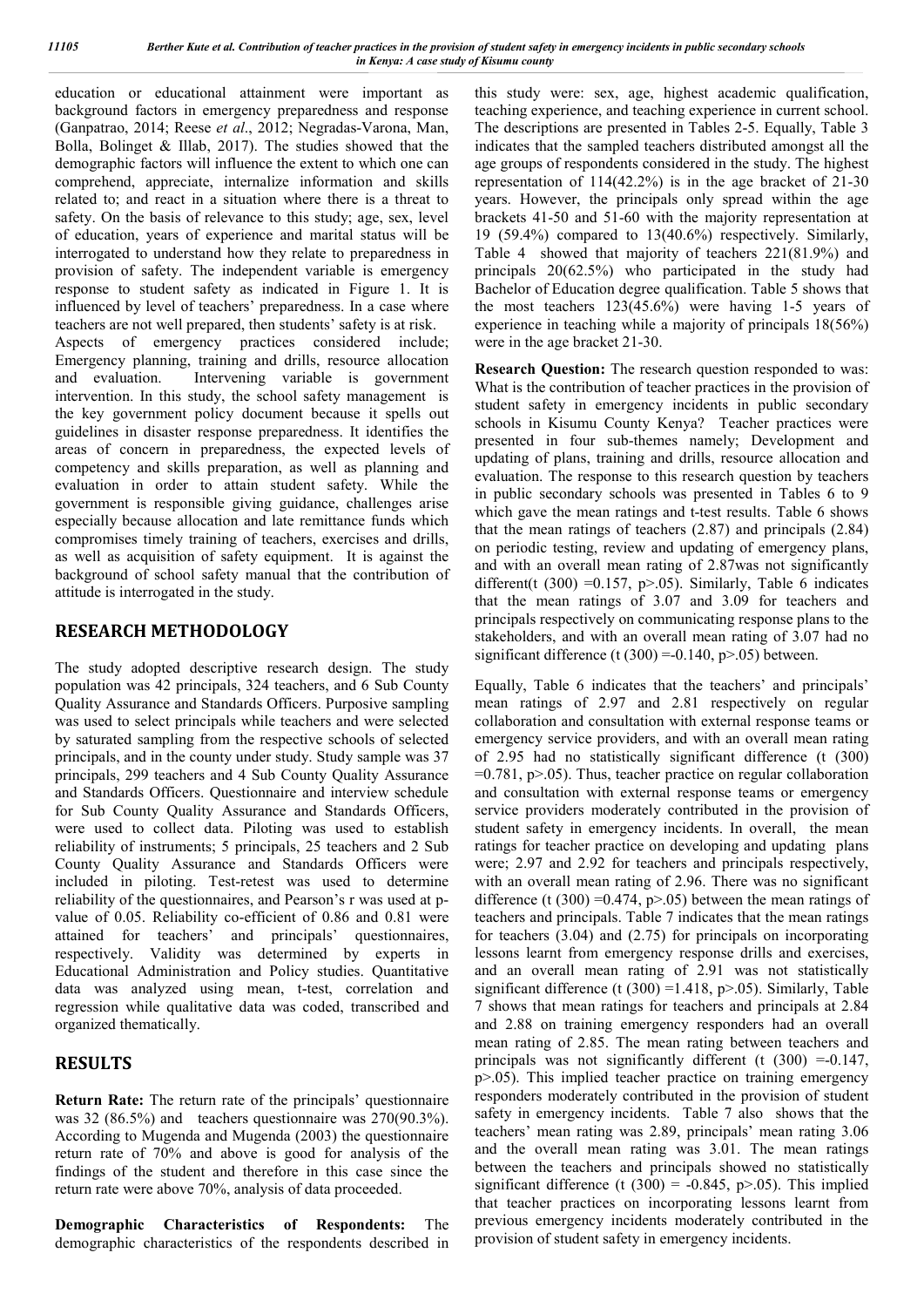education or educational attainment were important as background factors in emergency preparedness and response (Ganpatrao, 2014; Reese *et al*., 2012; Negradas-Varona, Man, Bolla, Bolinget & Illab, 2017). The studies showed that the demographic factors will influence the extent to which one can comprehend, appreciate, internalize information and skills related to; and react in a situation where there is a threat to safety. On the basis of relevance to this study; age, sex, level of education, years of experience and marital status will be interrogated to understand how they relate to preparedness in provision of safety. The independent variable is emergency response to student safety as indicated in Figure 1. It is influenced by level of teachers' preparedness. In a case where teachers are not well prepared, then students' safety is at risk.

Aspects of emergency practices considered include; Emergency planning, training and drills, resource allocation and evaluation. Intervening variable is government intervention. In this study, the school safety management is the key government policy document because it spells out guidelines in disaster response preparedness. It identifies the areas of concern in preparedness, the expected levels of competency and skills preparation, as well as planning and evaluation in order to attain student safety. While the government is responsible giving guidance, challenges arise especially because allocation and late remittance funds which compromises timely training of teachers, exercises and drills, as well as acquisition of safety equipment. It is against the background of school safety manual that the contribution of attitude is interrogated in the study.

## RESEARCH METHODOLOGY

The study adopted descriptive research design. The study population was 42 principals, 324 teachers, and 6 Sub County Quality Assurance and Standards Officers. Purposive sampling was used to select principals while teachers and were selected by saturated sampling from the respective schools of selected principals, and in the county under study. Study sample was 37 principals, 299 teachers and 4 Sub County Quality Assurance and Standards Officers. Questionnaire and interview schedule for Sub County Quality Assurance and Standards Officers, were used to collect data. Piloting was used to establish reliability of instruments; 5 principals, 25 teachers and 2 Sub County Quality Assurance and Standards Officers were included in piloting. Test-retest was used to determine reliability of the questionnaires, and Pearson's r was used at p-value of 0.05. Reliability co-efficient of 0.86 and 0.81 were attained for teachers' and principals' questionnaires, respectively. Validity was determined by experts in Educational Administration and Policy studies. Quantitative data was analyzed using mean, t-test, correlation and regression while qualitative data was coded, transcribed and organized thematically.

## RESULTS

**Return Rate:** The return rate of the principals' questionnaire was 32 (86.5%) and teachers questionnaire was 270(90.3%). According to Mugenda and Mugenda (2003) the questionnaire return rate of 70% and above is good for analysis of the findings of the student and therefore in this case since the return rate were above 70%, analysis of data proceeded.

**Demographic Characteristics of Respondents:** The demographic characteristics of the respondents described in this study were: sex, age, highest academic qualification, teaching experience, and teaching experience in current school. The descriptions are presented in Tables 2-5. Equally, Table 3 indicates that the sampled teachers distributed amongst all the age groups of respondents considered in the study. The highest representation of 114(42.2%) is in the age bracket of 21-30 years. However, the principals only spread within the age brackets 41-50 and 51-60 with the majority representation at 19 (59.4%) compared to 13(40.6%) respectively. Similarly, Table 4 showed that majority of teachers 221(81.9%) and principals 20(62.5%) who participated in the study had Bachelor of Education degree qualification. Table 5 shows that the most teachers 123(45.6%) were having 1-5 years of experience in teaching while a majority of principals 18(56%) were in the age bracket 21-30.

**Research Question:** The research question responded to was: What is the contribution of teacher practices in the provision of student safety in emergency incidents in public secondary schools in Kisumu County Kenya? Teacher practices were presented in four sub-themes namely; Development and updating of plans, training and drills, resource allocation and evaluation. The response to this research question by teachers in public secondary schools was presented in Tables 6 to 9 which gave the mean ratings and t-test results. Table 6 shows that the mean ratings of teachers (2.87) and principals (2.84) on periodic testing, review and updating of emergency plans, and with an overall mean rating of 2.87was not significantly different($t$ (300) =0.157, $p>.05$). Similarly, Table 6 indicates that the mean ratings of 3.07 and 3.09 for teachers and principals respectively on communicating response plans to the stakeholders, and with an overall mean rating of 3.07 had no significant difference ($t$ (300) =-0.140, $p>.05$) between.

Equally, Table 6 indicates that the teachers' and principals' mean ratings of 2.97 and 2.81 respectively on regular collaboration and consultation with external response teams or emergency service providers, and with an overall mean rating of 2.95 had no statistically significant difference ($t$ (300) =0.781, $p>.05$). Thus, teacher practice on regular collaboration and consultation with external response teams or emergency service providers moderately contributed in the provision of student safety in emergency incidents. In overall, the mean ratings for teacher practice on developing and updating plans were; 2.97 and 2.92 for teachers and principals respectively, with an overall mean rating of 2.96. There was no significant difference ($t$ (300) =0.474, $p>.05$) between the mean ratings of teachers and principals. Table 7 indicates that the mean ratings for teachers (3.04) and (2.75) for principals on incorporating lessons learnt from emergency response drills and exercises, and an overall mean rating of 2.91 was not statistically significant difference ($t$ (300) =1.418, $p>.05$). Similarly, Table 7 shows that mean ratings for teachers and principals at 2.84 and 2.88 on training emergency responders had an overall mean rating of 2.85. The mean rating between teachers and principals was not significantly different ($t$ (300) =-0.147, $p>.05$). This implied teacher practice on training emergency responders moderately contributed in the provision of student safety in emergency incidents. Table 7 also shows that the teachers' mean rating was 2.89, principals' mean rating 3.06 and the overall mean rating was 3.01. The mean ratings between the teachers and principals showed no statistically significant difference ($t$ (300) = -0.845, $p>.05$). This implied that teacher practices on incorporating lessons learnt from previous emergency incidents moderately contributed in the provision of student safety in emergency incidents.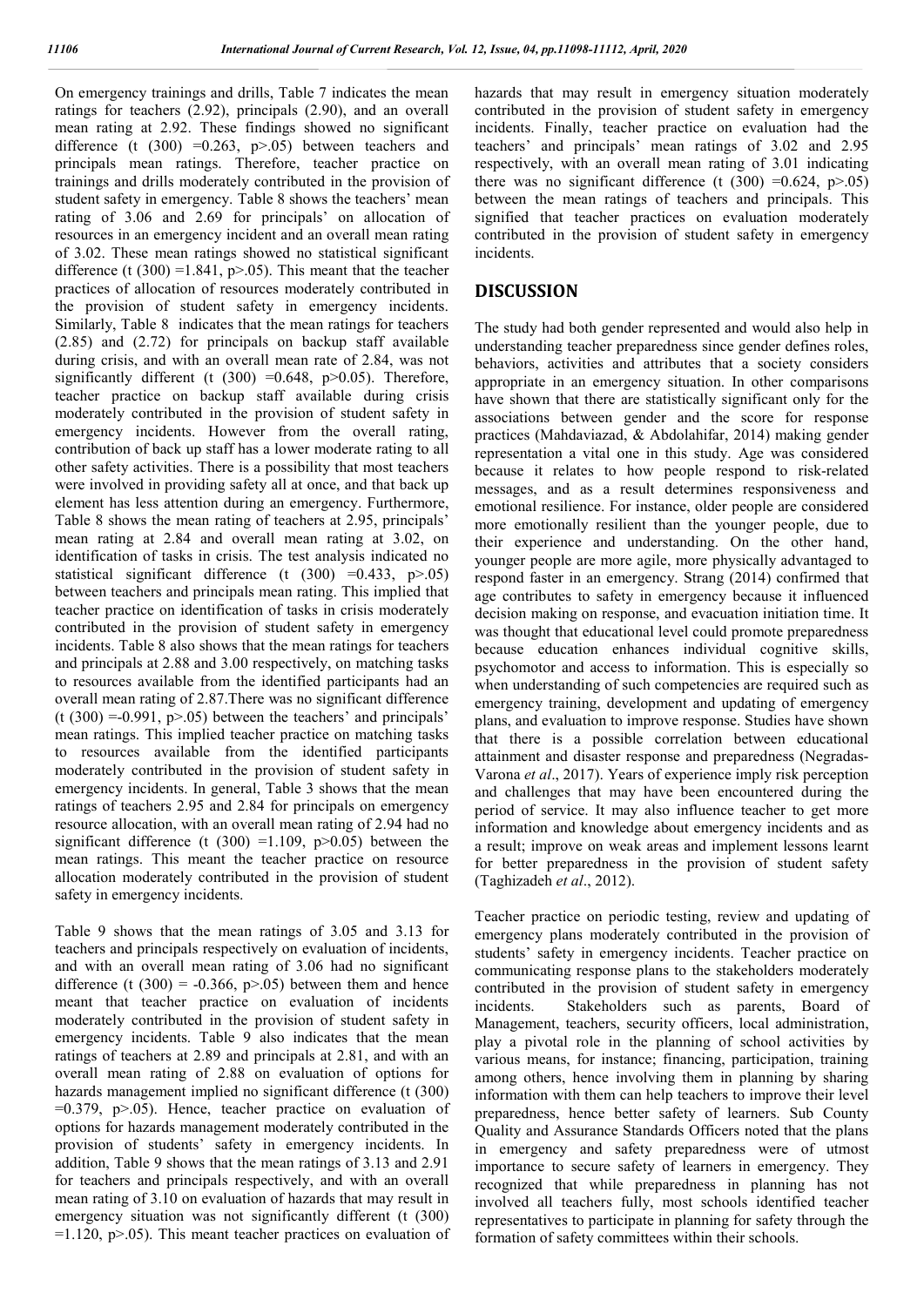On emergency trainings and drills, Table 7 indicates the mean ratings for teachers (2.92), principals (2.90), and an overall mean rating at 2.92. These findings showed no significant difference (t (300) =0.263, p>.05) between teachers and principals mean ratings. Therefore, teacher practice on trainings and drills moderately contributed in the provision of student safety in emergency. Table 8 shows the teachers' mean rating of 3.06 and 2.69 for principals' on allocation of resources in an emergency incident and an overall mean rating of 3.02. These mean ratings showed no statistical significant difference (t (300) =1.841, p>.05). This meant that the teacher practices of allocation of resources moderately contributed in the provision of student safety in emergency incidents. Similarly, Table 8 indicates that the mean ratings for teachers (2.85) and (2.72) for principals on backup staff available during crisis, and with an overall mean rate of 2.84, was not significantly different (t (300) =0.648, p>0.05). Therefore, teacher practice on backup staff available during crisis moderately contributed in the provision of student safety in emergency incidents. However from the overall rating, contribution of back up staff has a lower moderate rating to all other safety activities. There is a possibility that most teachers were involved in providing safety all at once, and that back up element has less attention during an emergency. Furthermore, Table 8 shows the mean rating of teachers at 2.95, principals' mean rating at 2.84 and overall mean rating at 3.02, on identification of tasks in crisis. The test analysis indicated no statistical significant difference (t (300) =0.433, p>.05) between teachers and principals mean rating. This implied that teacher practice on identification of tasks in crisis moderately contributed in the provision of student safety in emergency incidents. Table 8 also shows that the mean ratings for teachers and principals at 2.88 and 3.00 respectively, on matching tasks to resources available from the identified participants had an overall mean rating of 2.87.There was no significant difference (t (300) =-0.991, p>.05) between the teachers' and principals' mean ratings. This implied teacher practice on matching tasks to resources available from the identified participants moderately contributed in the provision of student safety in emergency incidents. In general, Table 3 shows that the mean ratings of teachers 2.95 and 2.84 for principals on emergency resource allocation, with an overall mean rating of 2.94 had no significant difference (t (300) =1.109, p>0.05) between the mean ratings. This meant the teacher practice on resource allocation moderately contributed in the provision of student safety in emergency incidents.

Table 9 shows that the mean ratings of 3.05 and 3.13 for teachers and principals respectively on evaluation of incidents, and with an overall mean rating of 3.06 had no significant difference (t (300) = -0.366, p>.05) between them and hence meant that teacher practice on evaluation of incidents moderately contributed in the provision of student safety in emergency incidents. Table 9 also indicates that the mean ratings of teachers at 2.89 and principals at 2.81, and with an overall mean rating of 2.88 on evaluation of options for hazards management implied no significant difference (t (300) =0.379, p>.05). Hence, teacher practice on evaluation of options for hazards management moderately contributed in the provision of students' safety in emergency incidents. In addition, Table 9 shows that the mean ratings of 3.13 and 2.91 for teachers and principals respectively, and with an overall mean rating of 3.10 on evaluation of hazards that may result in emergency situation was not significantly different (t (300) =1.120, p>.05). This meant teacher practices on evaluation of hazards that may result in emergency situation moderately contributed in the provision of student safety in emergency incidents. Finally, teacher practice on evaluation had the teachers' and principals' mean ratings of 3.02 and 2.95 respectively, with an overall mean rating of 3.01 indicating there was no significant difference (t (300) =0.624, p>.05) between the mean ratings of teachers and principals. This signified that teacher practices on evaluation moderately contributed in the provision of student safety in emergency incidents.

## DISCUSSION

The study had both gender represented and would also help in understanding teacher preparedness since gender defines roles, behaviors, activities and attributes that a society considers appropriate in an emergency situation. In other comparisons have shown that there are statistically significant only for the associations between gender and the score for response practices (Mahdaviazad, & Abdolahifar, 2014) making gender representation a vital one in this study. Age was considered because it relates to how people respond to risk-related messages, and as a result determines responsiveness and emotional resilience. For instance, older people are considered more emotionally resilient than the younger people, due to their experience and understanding. On the other hand, younger people are more agile, more physically advantaged to respond faster in an emergency. Strang (2014) confirmed that age contributes to safety in emergency because it influenced decision making on response, and evacuation initiation time. It was thought that educational level could promote preparedness because education enhances individual cognitive skills, psychomotor and access to information. This is especially so when understanding of such competencies are required such as emergency training, development and updating of emergency plans, and evaluation to improve response. Studies have shown that there is a possible correlation between educational attainment and disaster response and preparedness (Negradas-Varona *et al*., 2017). Years of experience imply risk perception and challenges that may have been encountered during the period of service. It may also influence teacher to get more information and knowledge about emergency incidents and as a result; improve on weak areas and implement lessons learnt for better preparedness in the provision of student safety (Taghizadeh *et al*., 2012).

Teacher practice on periodic testing, review and updating of emergency plans moderately contributed in the provision of students' safety in emergency incidents. Teacher practice on communicating response plans to the stakeholders moderately contributed in the provision of student safety in emergency incidents. Stakeholders such as parents, Board of Management, teachers, security officers, local administration, play a pivotal role in the planning of school activities by various means, for instance; financing, participation, training among others, hence involving them in planning by sharing information with them can help teachers to improve their level preparedness, hence better safety of learners. Sub County Quality and Assurance Standards Officers noted that the plans in emergency and safety preparedness were of utmost importance to secure safety of learners in emergency. They recognized that while preparedness in planning has not involved all teachers fully, most schools identified teacher representatives to participate in planning for safety through the formation of safety committees within their schools.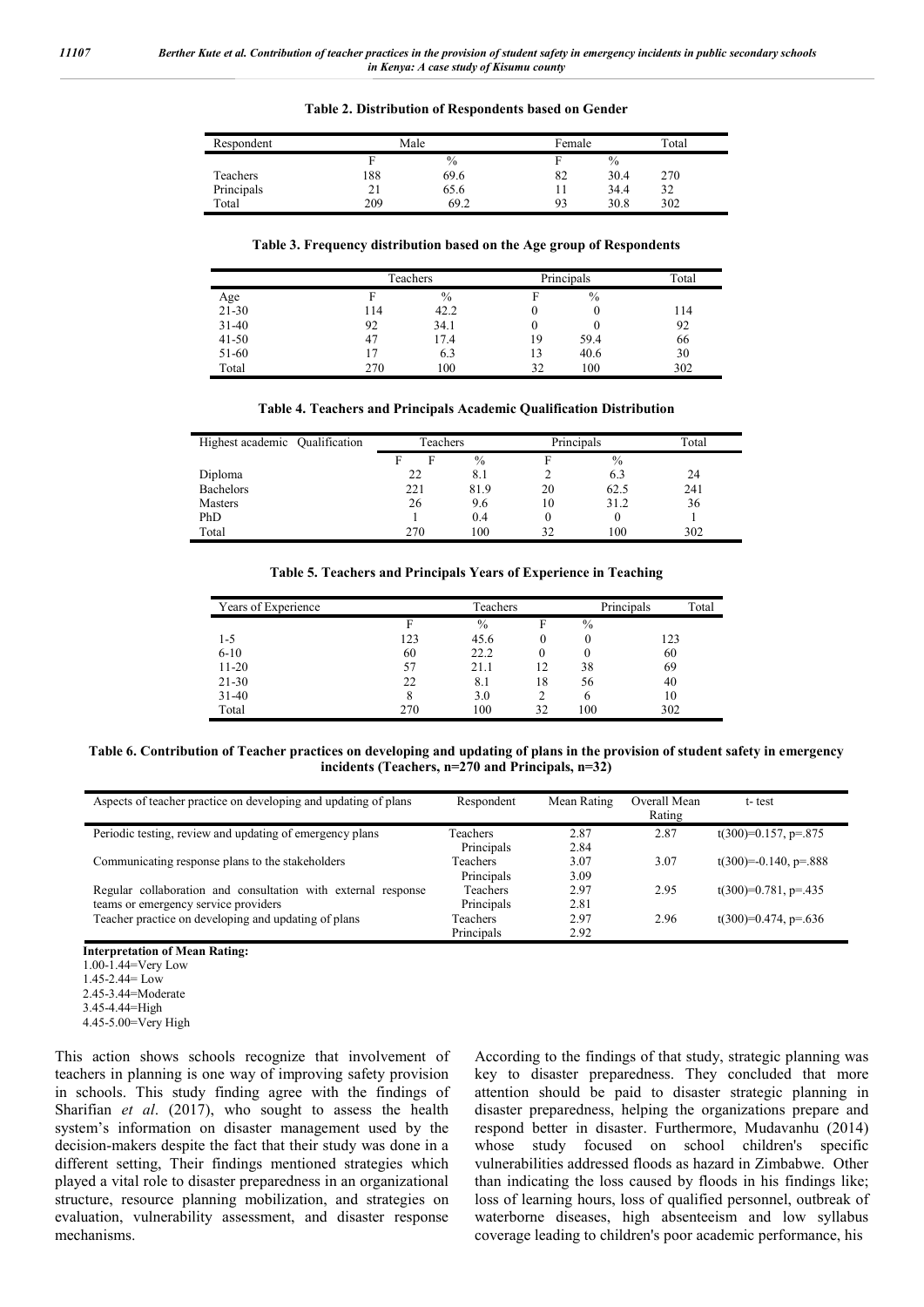**Table 2. Distribution of Respondents based on Gender**

| Respondent | Male | | Female | | Total |
|---|---|---|---|---|---|
| | F | % | F | % | |
| Teachers | 188 | 69.6 | 82 | 30.4 | 270 |
| Principals | 21 | 65.6 | 11 | 34.4 | 32 |
| Total | 209 | 69.2 | 93 | 30.8 | 302 |

**Table 3. Frequency distribution based on the Age group of Respondents**

| | Teachers | | Principals | | Total |
|---|---|---|---|---|---|
| Age | F | % | F | % | |
| 21-30 | 114 | 42.2 | 0 | 0 | 114 |
| 31-40 | 92 | 34.1 | 0 | 0 | 92 |
| 41-50 | 47 | 17.4 | 19 | 59.4 | 66 |
| 51-60 | 17 | 6.3 | 13 | 40.6 | 30 |
| Total | 270 | 100 | 32 | 100 | 302 |

**Table 4. Teachers and Principals Academic Qualification Distribution**

| Highest academic Qualification | Teachers | | Principals | | Total |
|---|---|---|---|---|---|
| | F | % | F | % | |
| Diploma | 22 | 8.1 | 2 | 6.3 | 24 |
| Bachelors | 221 | 81.9 | 20 | 62.5 | 241 |
| Masters | 26 | 9.6 | 10 | 31.2 | 36 |
| PhD | 1 | 0.4 | 0 | 0 | 1 |
| Total | 270 | 100 | 32 | 100 | 302 |

**Table 5. Teachers and Principals Years of Experience in Teaching**

| Years of Experience | Teachers | | Principals | | Total |
|---|---|---|---|---|---|
| | F | % | F | % | |
| 1-5 | 123 | 45.6 | 0 | 0 | 123 |
| 6-10 | 60 | 22.2 | 0 | 0 | 60 |
| 11-20 | 57 | 21.1 | 12 | 38 | 69 |
| 21-30 | 22 | 8.1 | 18 | 56 | 40 |
| 31-40 | 8 | 3.0 | 2 | 6 | 10 |
| Total | 270 | 100 | 32 | 100 | 302 |

**Table 6. Contribution of Teacher practices on developing and updating of plans in the provision of student safety in emergency incidents (Teachers, n=270 and Principals, n=32)**

| Aspects of teacher practice on developing and updating of plans | Respondent | Mean Rating | Overall Mean Rating | t- test |
|---|---|---|---|---|
| Periodic testing, review and updating of emergency plans | Teachers | 2.87 | 2.87 | t(300)=0.157, p=.875 |
| | Principals | 2.84 | | |
| Communicating response plans to the stakeholders | Teachers | 3.07 | 3.07 | t(300)=-0.140, p=.888 |
| | Principals | 3.09 | | |
| Regular collaboration and consultation with external response teams or emergency service providers | Teachers | 2.97 | 2.95 | t(300)=0.781, p=.435 |
| | Principals | 2.81 | | |
| Teacher practice on developing and updating of plans | Teachers | 2.97 | 2.96 | t(300)=0.474, p=.636 |
| | Principals | 2.92 | | |

**Interpretation of Mean Rating:**
1.00-1.44=Very Low
1.45-2.44= Low
2.45-3.44=Moderate
3.45-4.44=High
4.45-5.00=Very High

This action shows schools recognize that involvement of teachers in planning is one way of improving safety provision in schools. This study finding agree with the findings of Sharifian *et al*. (2017), who sought to assess the health system's information on disaster management used by the decision-makers despite the fact that their study was done in a different setting, Their findings mentioned strategies which played a vital role to disaster preparedness in an organizational structure, resource planning mobilization, and strategies on evaluation, vulnerability assessment, and disaster response mechanisms. According to the findings of that study, strategic planning was key to disaster preparedness. They concluded that more attention should be paid to disaster strategic planning in disaster preparedness, helping the organizations prepare and respond better in disaster. Furthermore, Mudavanhu (2014) whose study focused on school children's specific vulnerabilities addressed floods as hazard in Zimbabwe. Other than indicating the loss caused by floods in his findings like; loss of learning hours, loss of qualified personnel, outbreak of waterborne diseases, high absenteeism and low syllabus coverage leading to children's poor academic performance, his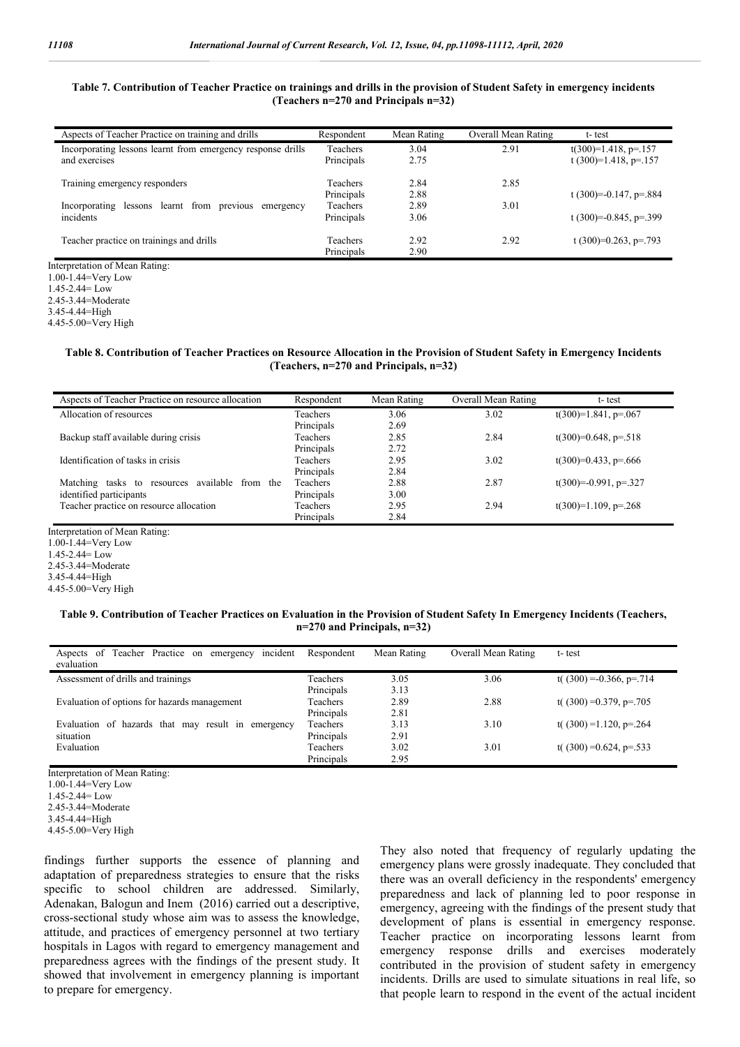**Table 7. Contribution of Teacher Practice on trainings and drills in the provision of Student Safety in emergency incidents (Teachers n=270 and Principals n=32)**

| Aspects of Teacher Practice on training and drills | Respondent | Mean Rating | Overall Mean Rating | t- test |
|---|---|---|---|---|
| Incorporating lessons learnt from emergency response drills and exercises | Teachers | 3.04 | 2.91 | t(300)=1.418, p=.157 |
| | Principals | 2.75 | | t (300)=1.418, p=.157 |
| Training emergency responders | Teachers | 2.84 | 2.85 | |
| | Principals | 2.88 | | t (300)=-0.147, p=.884 |
| Incorporating lessons learnt from previous emergency incidents | Teachers | 2.89 | 3.01 | |
| | Principals | 3.06 | | t (300)=-0.845, p=.399 |
| Teacher practice on trainings and drills | Teachers | 2.92 | 2.92 | t (300)=0.263, p=.793 |
| | Principals | 2.90 | | |

Interpretation of Mean Rating:
1.00-1.44=Very Low
1.45-2.44= Low
2.45-3.44=Moderate
3.45-4.44=High
4.45-5.00=Very High

**Table 8. Contribution of Teacher Practices on Resource Allocation in the Provision of Student Safety in Emergency Incidents (Teachers, n=270 and Principals, n=32)**

| Aspects of Teacher Practice on resource allocation | Respondent | Mean Rating | Overall Mean Rating | t- test |
|---|---|---|---|---|
| Allocation of resources | Teachers | 3.06 | 3.02 | t(300)=1.841, p=.067 |
| | Principals | 2.69 | | |
| Backup staff available during crisis | Teachers | 2.85 | 2.84 | t(300)=0.648, p=.518 |
| | Principals | 2.72 | | |
| Identification of tasks in crisis | Teachers | 2.95 | 3.02 | t(300)=0.433, p=.666 |
| | Principals | 2.84 | | |
| Matching tasks to resources available from the identified participants | Teachers | 2.88 | 2.87 | t(300)=-0.991, p=.327 |
| | Principals | 3.00 | | |
| Teacher practice on resource allocation | Teachers | 2.95 | 2.94 | t(300)=1.109, p=.268 |
| | Principals | 2.84 | | |

Interpretation of Mean Rating:
1.00-1.44=Very Low
1.45-2.44= Low
2.45-3.44=Moderate
3.45-4.44=High
4.45-5.00=Very High

**Table 9. Contribution of Teacher Practices on Evaluation in the Provision of Student Safety In Emergency Incidents (Teachers, n=270 and Principals, n=32)**

| Aspects of Teacher Practice on emergency incident evaluation | Respondent | Mean Rating | Overall Mean Rating | t- test |
|---|---|---|---|---|
| Assessment of drills and trainings | Teachers | 3.05 | 3.06 | t( (300) =-0.366, p=.714 |
| | Principals | 3.13 | | |
| Evaluation of options for hazards management | Teachers | 2.89 | 2.88 | t( (300) =0.379, p=.705 |
| | Principals | 2.81 | | |
| Evaluation of hazards that may result in emergency situation | Teachers | 3.13 | 3.10 | t( (300) =1.120, p=.264 |
| | Principals | 2.91 | | |
| Evaluation | Teachers | 3.02 | 3.01 | t( (300) =0.624, p=.533 |
| | Principals | 2.95 | | |

Interpretation of Mean Rating:
1.00-1.44=Very Low
1.45-2.44= Low
2.45-3.44=Moderate
3.45-4.44=High
4.45-5.00=Very High

findings further supports the essence of planning and adaptation of preparedness strategies to ensure that the risks specific to school children are addressed. Similarly, Adenakan, Balogun and Inem (2016) carried out a descriptive, cross-sectional study whose aim was to assess the knowledge, attitude, and practices of emergency personnel at two tertiary hospitals in Lagos with regard to emergency management and preparedness agrees with the findings of the present study. It showed that involvement in emergency planning is important to prepare for emergency.

They also noted that frequency of regularly updating the emergency plans were grossly inadequate. They concluded that there was an overall deficiency in the respondents' emergency preparedness and lack of planning led to poor response in emergency, agreeing with the findings of the present study that development of plans is essential in emergency response. Teacher practice on incorporating lessons learnt from emergency response drills and exercises moderately contributed in the provision of student safety in emergency incidents. Drills are used to simulate situations in real life, so that people learn to respond in the event of the actual incident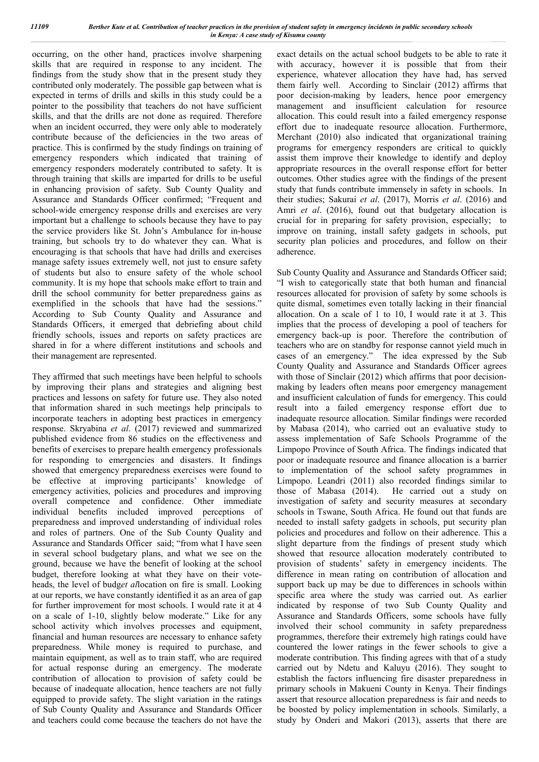occurring, on the other hand, practices involve sharpening skills that are required in response to any incident. The findings from the study show that in the present study they contributed only moderately. The possible gap between what is expected in terms of drills and skills in this study could be a pointer to the possibility that teachers do not have sufficient skills, and that the drills are not done as required. Therefore when an incident occurred, they were only able to moderately contribute because of the deficiencies in the two areas of practice. This is confirmed by the study findings on training of emergency responders which indicated that training of emergency responders moderately contributed to safety. It is through training that skills are imparted for drills to be useful in enhancing provision of safety. Sub County Quality and Assurance and Standards Officer confirmed; "Frequent and school-wide emergency response drills and exercises are very important but a challenge to schools because they have to pay the service providers like St. John's Ambulance for in-house training, but schools try to do whatever they can. What is encouraging is that schools that have had drills and exercises manage safety issues extremely well, not just to ensure safety of students but also to ensure safety of the whole school community. It is my hope that schools make effort to train and drill the school community for better preparedness gains as exemplified in the schools that have had the sessions." According to Sub County Quality and Assurance and Standards Officers, it emerged that debriefing about child friendly schools, issues and reports on safety practices are shared in for a where different institutions and schools and their management are represented.

They affirmed that such meetings have been helpful to schools by improving their plans and strategies and aligning best practices and lessons on safety for future use. They also noted that information shared in such meetings help principals to incorporate teachers in adopting best practices in emergency response. Skryabina *et al*. (2017) reviewed and summarized published evidence from 86 studies on the effectiveness and benefits of exercises to prepare health emergency professionals for responding to emergencies and disasters. It findings showed that emergency preparedness exercises were found to be effective at improving participants' knowledge of emergency activities, policies and procedures and improving overall competence and confidence. Other immediate individual benefits included improved perceptions of preparedness and improved understanding of individual roles and roles of partners. One of the Sub County Quality and Assurance and Standards Officer said; "from what I have seen in several school budgetary plans, and what we see on the ground, because we have the benefit of looking at the school budget, therefore looking at what they have on their vote-heads, the level of budg*et al*location on fire is small. Looking at our reports, we have constantly identified it as an area of gap for further improvement for most schools. I would rate it at 4 on a scale of 1-10, slightly below moderate." Like for any school activity which involves processes and equipment, financial and human resources are necessary to enhance safety preparedness. While money is required to purchase, and maintain equipment, as well as to train staff, who are required for actual response during an emergency. The moderate contribution of allocation to provision of safety could be because of inadequate allocation, hence teachers are not fully equipped to provide safety. The slight variation in the ratings of Sub County Quality and Assurance and Standards Officer and teachers could come because the teachers do not have the exact details on the actual school budgets to be able to rate it with accuracy, however it is possible that from their experience, whatever allocation they have had, has served them fairly well. According to Sinclair (2012) affirms that poor decision-making by leaders, hence poor emergency management and insufficient calculation for resource allocation. This could result into a failed emergency response effort due to inadequate resource allocation. Furthermore, Merchant (2010) also indicated that organizational training programs for emergency responders are critical to quickly assist them improve their knowledge to identify and deploy appropriate resources in the overall response effort for better outcomes. Other studies agree with the findings of the present study that funds contribute immensely in safety in schools. In their studies; Sakurai *et al*. (2017), Morris *et al*. (2016) and Amri *et al*. (2016), found out that budgetary allocation is crucial for in preparing for safety provision, especially; to improve on training, install safety gadgets in schools, put security plan policies and procedures, and follow on their adherence.

Sub County Quality and Assurance and Standards Officer said; "I wish to categorically state that both human and financial resources allocated for provision of safety by some schools is quite dismal, sometimes even totally lacking in their financial allocation. On a scale of 1 to 10, I would rate it at 3. This implies that the process of developing a pool of teachers for emergency back-up is poor. Therefore the contribution of teachers who are on standby for response cannot yield much in cases of an emergency." The idea expressed by the Sub County Quality and Assurance and Standards Officer agrees with those of Sinclair (2012) which affirms that poor decision-making by leaders often means poor emergency management and insufficient calculation of funds for emergency. This could result into a failed emergency response effort due to inadequate resource allocation. Similar findings were recorded by Mabasa (2014), who carried out an evaluative study to assess implementation of Safe Schools Programme of the Limpopo Province of South Africa. The findings indicated that poor or inadequate resource and finance allocation is a barrier to implementation of the school safety programmes in Limpopo. Leandri (2011) also recorded findings similar to those of Mabasa (2014). He carried out a study on investigation of safety and security measures at secondary schools in Tswane, South Africa. He found out that funds are needed to install safety gadgets in schools, put security plan policies and procedures and follow on their adherence. This a slight departure from the findings of present study which showed that resource allocation moderately contributed to provision of students' safety in emergency incidents. The difference in mean rating on contribution of allocation and support back up may be due to differences in schools within specific area where the study was carried out. As earlier indicated by response of two Sub County Quality and Assurance and Standards Officers, some schools have fully involved their school community in safety preparedness programmes, therefore their extremely high ratings could have countered the lower ratings in the fewer schools to give a moderate contribution. This finding agrees with that of a study carried out by Ndetu and Kaluyu (2016). They sought to establish the factors influencing fire disaster preparedness in primary schools in Makueni County in Kenya. Their findings assert that resource allocation preparedness is fair and needs to be boosted by policy implementation in schools. Similarly, a study by Onderi and Makori (2013), asserts that there are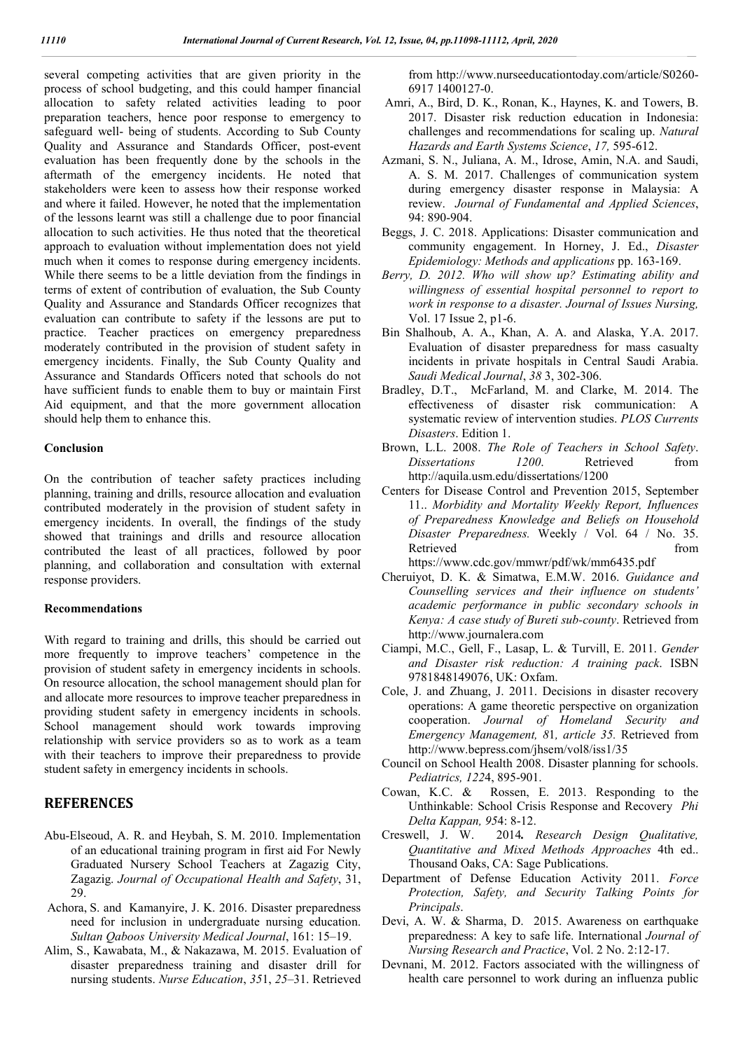several competing activities that are given priority in the process of school budgeting, and this could hamper financial allocation to safety related activities leading to poor preparation teachers, hence poor response to emergency to safeguard well- being of students. According to Sub County Quality and Assurance and Standards Officer, post-event evaluation has been frequently done by the schools in the aftermath of the emergency incidents. He noted that stakeholders were keen to assess how their response worked and where it failed. However, he noted that the implementation of the lessons learnt was still a challenge due to poor financial allocation to such activities. He thus noted that the theoretical approach to evaluation without implementation does not yield much when it comes to response during emergency incidents. While there seems to be a little deviation from the findings in terms of extent of contribution of evaluation, the Sub County Quality and Assurance and Standards Officer recognizes that evaluation can contribute to safety if the lessons are put to practice. Teacher practices on emergency preparedness moderately contributed in the provision of student safety in emergency incidents. Finally, the Sub County Quality and Assurance and Standards Officers noted that schools do not have sufficient funds to enable them to buy or maintain First Aid equipment, and that the more government allocation should help them to enhance this.

### Conclusion

On the contribution of teacher safety practices including planning, training and drills, resource allocation and evaluation contributed moderately in the provision of student safety in emergency incidents. In overall, the findings of the study showed that trainings and drills and resource allocation contributed the least of all practices, followed by poor planning, and collaboration and consultation with external response providers.

### Recommendations

With regard to training and drills, this should be carried out more frequently to improve teachers' competence in the provision of student safety in emergency incidents in schools. On resource allocation, the school management should plan for and allocate more resources to improve teacher preparedness in providing student safety in emergency incidents in schools. School management should work towards improving relationship with service providers so as to work as a team with their teachers to improve their preparedness to provide student safety in emergency incidents in schools.

## REFERENCES

Abu-Elseoud, A. R. and Heybah, S. M. 2010. Implementation of an educational training program in first aid For Newly Graduated Nursery School Teachers at Zagazig City, Zagazig. *Journal of Occupational Health and Safety*, 31, 29.

Achora, S. and Kamanyire, J. K. 2016. Disaster preparedness need for inclusion in undergraduate nursing education. *Sultan Qaboos University Medical Journal*, 161: 15–19.

Alim, S., Kawabata, M., & Nakazawa, M. 2015. Evaluation of disaster preparedness training and disaster drill for nursing students. *Nurse Education*, *35*1, *25*–31. Retrieved from http://www.nurseeducationtoday.com/article/S0260-6917 1400127-0.

Amri, A., Bird, D. K., Ronan, K., Haynes, K. and Towers, B. 2017. Disaster risk reduction education in Indonesia: challenges and recommendations for scaling up. *Natural Hazards and Earth Systems Science*, *17,* 595-612.

Azmani, S. N., Juliana, A. M., Idrose, Amin, N.A. and Saudi, A. S. M. 2017. Challenges of communication system during emergency disaster response in Malaysia: A review. *Journal of Fundamental and Applied Sciences*, 94: 890-904.

Beggs, J. C. 2018. Applications: Disaster communication and community engagement. In Horney, J. Ed., *Disaster Epidemiology: Methods and applications* pp. 163-169.

*Berry, D. 2012. Who will show up? Estimating ability and willingness of essential hospital personnel to report to work in response to a disaster. Journal of Issues Nursing,* Vol. 17 Issue 2, p1-6.

Bin Shalhoub, A. A., Khan, A. A. and Alaska, Y.A. 2017. Evaluation of disaster preparedness for mass casualty incidents in private hospitals in Central Saudi Arabia. *Saudi Medical Journal*, *38* 3, 302-306.

Bradley, D.T., McFarland, M. and Clarke, M. 2014. The effectiveness of disaster risk communication: A systematic review of intervention studies. *PLOS Currents Disasters*. Edition 1.

Brown, L.L. 2008. *The Role of Teachers in School Safety*. *Dissertations 1200*. Retrieved from http://aquila.usm.edu/dissertations/1200

Centers for Disease Control and Prevention 2015, September 11.. *Morbidity and Mortality Weekly Report, Influences of Preparedness Knowledge and Beliefs on Household Disaster Preparedness.* Weekly / Vol. 64 / No. 35. Retrieved from https://www.cdc.gov/mmwr/pdf/wk/mm6435.pdf

Cheruiyot, D. K. & Simatwa, E.M.W. 2016. *Guidance and Counselling services and their influence on students' academic performance in public secondary schools in Kenya: A case study of Bureti sub-county*. Retrieved from http://www.journalera.com

Ciampi, M.C., Gell, F., Lasap, L. & Turvill, E. 2011. *Gender and Disaster risk reduction: A training pack*. ISBN 9781848149076, UK: Oxfam.

Cole, J. and Zhuang, J. 2011. Decisions in disaster recovery operations: A game theoretic perspective on organization cooperation. *Journal of Homeland Security and Emergency Management, 8*1*, article 35.* Retrieved from http://www.bepress.com/jhsem/vol8/iss1/35

Council on School Health 2008. Disaster planning for schools. *Pediatrics, 122*4, 895-901.

Cowan, K.C. & Rossen, E. 2013. Responding to the Unthinkable: School Crisis Response and Recovery *Phi Delta Kappan, 95*4: 8-12.

Creswell, J. W. 2014**.** *Research Design Qualitative, Quantitative and Mixed Methods Approaches* 4th ed.. Thousand Oaks, CA: Sage Publications.

Department of Defense Education Activity 2011. *Force Protection, Safety, and Security Talking Points for Principals*.

Devi, A. W. & Sharma, D. 2015. Awareness on earthquake preparedness: A key to safe life. International *Journal of Nursing Research and Practice*, Vol. 2 No. 2:12-17.

Devnani, M. 2012. Factors associated with the willingness of health care personnel to work during an influenza public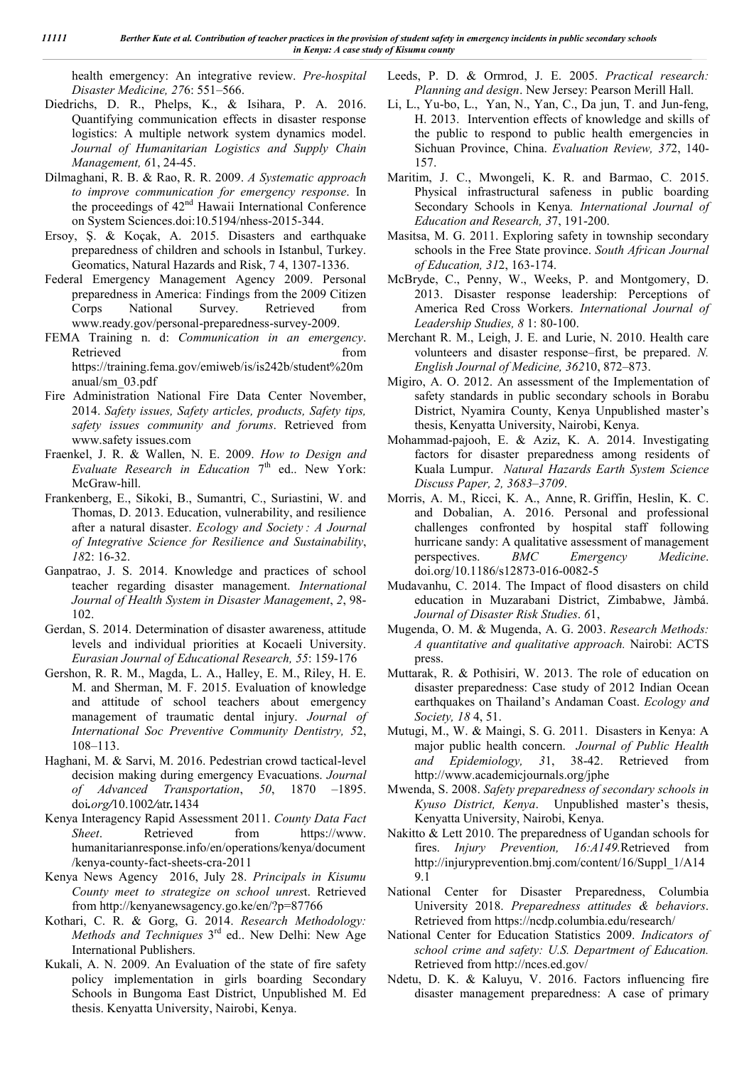health emergency: An integrative review. *Pre-hospital Disaster Medicine, 27*6: 551–566.

Diedrichs, D. R., Phelps, K., & Isihara, P. A. 2016. Quantifying communication effects in disaster response logistics: A multiple network system dynamics model. *Journal of Humanitarian Logistics and Supply Chain Management, 6*1, 24-45.

Dilmaghani, R. B. & Rao, R. R. 2009. *A Systematic approach to improve communication for emergency response*. In the proceedings of 42nd Hawaii International Conference on System Sciences.doi:10.5194/nhess-2015-344.

Ersoy, Ş. & Koçak, A. 2015. Disasters and earthquake preparedness of children and schools in Istanbul, Turkey. Geomatics, Natural Hazards and Risk, 7 4, 1307-1336.

Federal Emergency Management Agency 2009. Personal preparedness in America: Findings from the 2009 Citizen Corps National Survey. Retrieved from www.ready.gov/personal-preparedness-survey-2009.

FEMA Training n. d: *Communication in an emergency*. Retrieved from https://training.fema.gov/emiweb/is/is242b/student%20manual/sm_03.pdf

Fire Administration National Fire Data Center November, 2014. *Safety issues, Safety articles, products, Safety tips, safety issues community and forums*. Retrieved from www.safety issues.com

Fraenkel, J. R. & Wallen, N. E. 2009. *How to Design and Evaluate Research in Education* 7th ed.. New York: McGraw-hill.

Frankenberg, E., Sikoki, B., Sumantri, C., Suriastini, W. and Thomas, D. 2013. Education, vulnerability, and resilience after a natural disaster. *Ecology and Society : A Journal of Integrative Science for Resilience and Sustainability*, *18*2: 16-32.

Ganpatrao, J. S. 2014. Knowledge and practices of school teacher regarding disaster management. *International Journal of Health System in Disaster Management*, *2*, 98-102.

Gerdan, S. 2014. Determination of disaster awareness, attitude levels and individual priorities at Kocaeli University. *Eurasian Journal of Educational Research, 55*: 159-176

Gershon, R. R. M., Magda, L. A., Halley, E. M., Riley, H. E. M. and Sherman, M. F. 2015. Evaluation of knowledge and attitude of school teachers about emergency management of traumatic dental injury. *Journal of International Soc Preventive Community Dentistry, 5*2, 108–113.

Haghani, M. & Sarvi, M. 2016. Pedestrian crowd tactical-level decision making during emergency Evacuations. *Journal of Advanced Transportation*, *50*, 1870 –1895. doi*.org/*10.1002*/*atr*.*1434

Kenya Interagency Rapid Assessment 2011. *County Data Fact Sheet*. Retrieved from https://www.humanitarianresponse.info/en/operations/kenya/document/kenya-county-fact-sheets-cra-2011

Kenya News Agency 2016, July 28. *Principals in Kisumu County meet to strategize on school unres*t. Retrieved from http://kenyanewsagency.go.ke/en/?p=87766

Kothari, C. R. & Gorg, G. 2014. *Research Methodology: Methods and Techniques* 3rd ed.. New Delhi: New Age International Publishers.

Kukali, A. N. 2009. An Evaluation of the state of fire safety policy implementation in girls boarding Secondary Schools in Bungoma East District, Unpublished M. Ed thesis. Kenyatta University, Nairobi, Kenya.

Leeds, P. D. & Ormrod, J. E. 2005. *Practical research: Planning and design*. New Jersey: Pearson Merill Hall.

Li, L., Yu-bo, L., Yan, N., Yan, C., Da jun, T. and Jun-feng, H. 2013. Intervention effects of knowledge and skills of the public to respond to public health emergencies in Sichuan Province, China. *Evaluation Review, 37*2, 140-157.

Maritim, J. C., Mwongeli, K. R. and Barmao, C. 2015. Physical infrastructural safeness in public boarding Secondary Schools in Kenya*. International Journal of Education and Research, 3*7, 191-200.

Masitsa, M. G. 2011. Exploring safety in township secondary schools in the Free State province. *South African Journal of Education, 31*2, 163-174.

McBryde, C., Penny, W., Weeks, P. and Montgomery, D. 2013. Disaster response leadership: Perceptions of America Red Cross Workers. *International Journal of Leadership Studies, 8* 1: 80-100.

Merchant R. M., Leigh, J. E. and Lurie, N. 2010. Health care volunteers and disaster response–first, be prepared. *N. English Journal of Medicine, 362*10, 872–873.

Migiro, A. O. 2012. An assessment of the Implementation of safety standards in public secondary schools in Borabu District, Nyamira County, Kenya Unpublished master's thesis, Kenyatta University, Nairobi, Kenya.

Mohammad-pajooh, E. & Aziz, K. A. 2014. Investigating factors for disaster preparedness among residents of Kuala Lumpur. *Natural Hazards Earth System Science Discuss Paper, 2, 3683–3709*.

Morris, A. M., Ricci, K. A., Anne, R. Griffin, Heslin, K. C. and Dobalian, A. 2016. Personal and professional challenges confronted by hospital staff following hurricane sandy: A qualitative assessment of management perspectives. *BMC Emergency Medicine*. doi.org/10.1186/s12873-016-0082-5

Mudavanhu, C. 2014. The Impact of flood disasters on child education in Muzarabani District, Zimbabwe, Jàmbá. *Journal of Disaster Risk Studies*. *6*1,

Mugenda, O. M. & Mugenda, A. G. 2003. *Research Methods: A quantitative and qualitative approach.* Nairobi: ACTS press.

Muttarak, R. & Pothisiri, W. 2013. The role of education on disaster preparedness: Case study of 2012 Indian Ocean earthquakes on Thailand's Andaman Coast. *Ecology and Society, 18* 4, 51.

Mutugi, M., W. & Maingi, S. G. 2011. Disasters in Kenya: A major public health concern. *Journal of Public Health and Epidemiology, 3*1, 38-42. Retrieved from http://www.academicjournals.org/jphe

Mwenda, S. 2008. *Safety preparedness of secondary schools in Kyuso District, Kenya*. Unpublished master's thesis, Kenyatta University, Nairobi, Kenya.

Nakitto & Lett 2010. The preparedness of Ugandan schools for fires. *Injury Prevention, 16:A149.*Retrieved from http://injuryprevention.bmj.com/content/16/Suppl_1/A149.1

National Center for Disaster Preparedness, Columbia University 2018. *Preparedness attitudes & behaviors*. Retrieved from https://ncdp.columbia.edu/research/

National Center for Education Statistics 2009. *Indicators of school crime and safety: U.S. Department of Education.* Retrieved from http://nces.ed.gov/

Ndetu, D. K. & Kaluyu, V. 2016. Factors influencing fire disaster management preparedness: A case of primary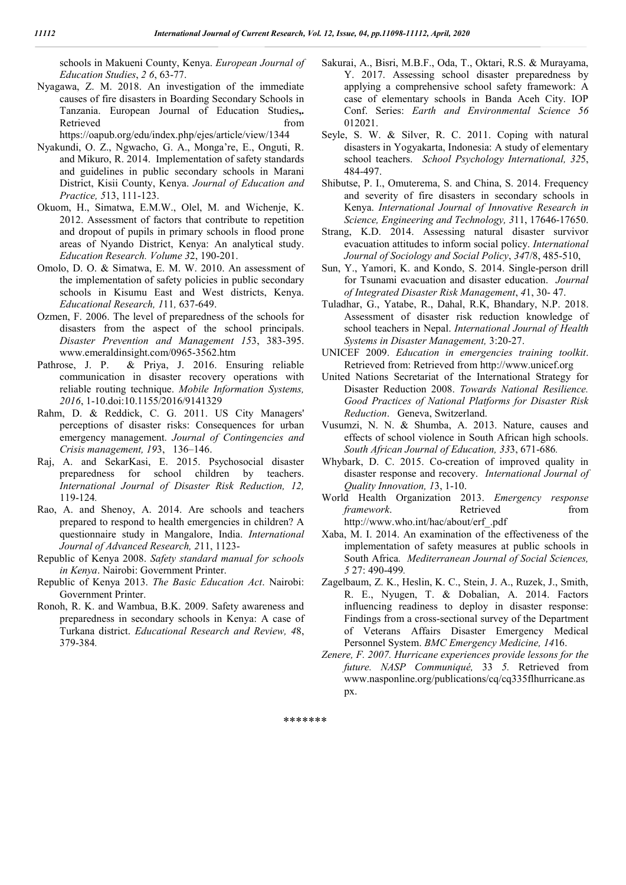schools in Makueni County, Kenya. *European Journal of Education Studies*, *2 6*, 63-77.

Nyagawa, Z. M. 2018. An investigation of the immediate causes of fire disasters in Boarding Secondary Schools in Tanzania. European Journal of Education Studies,. Retrieved from https://oapub.org/edu/index.php/ejes/article/view/1344

Nyakundi, O. Z., Ngwacho, G. A., Monga're, E., Onguti, R. and Mikuro, R. 2014. Implementation of safety standards and guidelines in public secondary schools in Marani District, Kisii County, Kenya. *Journal of Education and Practice, 5*13, 111-123.

Okuom, H., Simatwa, E.M.W., Olel, M. and Wichenje, K. 2012. Assessment of factors that contribute to repetition and dropout of pupils in primary schools in flood prone areas of Nyando District, Kenya: An analytical study. *Education Research. Volume 3*2, 190-201.

Omolo, D. O. & Simatwa, E. M. W. 2010. An assessment of the implementation of safety policies in public secondary schools in Kisumu East and West districts, Kenya. *Educational Research, 1*11*,* 637-649.

Ozmen, F. 2006. The level of preparedness of the schools for disasters from the aspect of the school principals. *Disaster Prevention and Management 15*3, 383-395. www.emeraldinsight.com/0965-3562.htm

Pathrose, J. P. & Priya, J. 2016. Ensuring reliable communication in disaster recovery operations with reliable routing technique. *Mobile Information Systems, 2016*, 1-10.doi:10.1155/2016/9141329

Rahm, D. & Reddick, C. G. 2011. US City Managers' perceptions of disaster risks: Consequences for urban emergency management. *Journal of Contingencies and Crisis management, 19*3, 136–146.

Raj, A. and SekarKasi, E. 2015. Psychosocial disaster preparedness for school children by teachers. *International Journal of Disaster Risk Reduction, 12,* 119-124*.*

Rao, A. and Shenoy, A. 2014. Are schools and teachers prepared to respond to health emergencies in children? A questionnaire study in Mangalore, India. *International Journal of Advanced Research, 2*11, 1123-

Republic of Kenya 2008. *Safety standard manual for schools in Kenya*. Nairobi: Government Printer.

Republic of Kenya 2013. *The Basic Education Act*. Nairobi: Government Printer.

Ronoh, R. K. and Wambua, B.K. 2009. Safety awareness and preparedness in secondary schools in Kenya: A case of Turkana district. *Educational Research and Review, 4*8, 379-384*.*

Sakurai, A., Bisri, M.B.F., Oda, T., Oktari, R.S. & Murayama, Y. 2017. Assessing school disaster preparedness by applying a comprehensive school safety framework: A case of elementary schools in Banda Aceh City. IOP Conf. Series: *Earth and Environmental Science 56* 012021.

Seyle, S. W. & Silver, R. C. 2011. Coping with natural disasters in Yogyakarta, Indonesia: A study of elementary school teachers. *School Psychology International, 32*5, 484-497.

Shibutse, P. I., Omuterema, S. and China, S. 2014. Frequency and severity of fire disasters in secondary schools in Kenya. *International Journal of Innovative Research in Science, Engineering and Technology, 3*11, 17646-17650.

Strang, K.D. 2014. Assessing natural disaster survivor evacuation attitudes to inform social policy. *International Journal of Sociology and Social Policy*, *34*7/8, 485-510,

Sun, Y., Yamori, K. and Kondo, S. 2014. Single-person drill for Tsunami evacuation and disaster education. *Journal of Integrated Disaster Risk Management*, *4*1, 30- 47.

Tuladhar, G., Yatabe, R., Dahal, R.K, Bhandary, N.P. 2018. Assessment of disaster risk reduction knowledge of school teachers in Nepal. *International Journal of Health Systems in Disaster Management,* 3:20-27.

UNICEF 2009. *Education in emergencies training toolkit*. Retrieved from: Retrieved from http://www.unicef.org

United Nations Secretariat of the International Strategy for Disaster Reduction 2008. *Towards National Resilience. Good Practices of National Platforms for Disaster Risk Reduction*. Geneva, Switzerland.

Vusumzi, N. N. & Shumba, A. 2013. Nature, causes and effects of school violence in South African high schools. *South African Journal of Education, 33*3, 671-686*.*

Whybark, D. C. 2015. Co-creation of improved quality in disaster response and recovery. *International Journal of Quality Innovation, 1*3, 1-10.

World Health Organization 2013. *Emergency response framework*. Retrieved from http://www.who.int/hac/about/erf_.pdf

Xaba, M. I. 2014. An examination of the effectiveness of the implementation of safety measures at public schools in South Africa*. Mediterranean Journal of Social Sciences, 5* 27: 490-499*.*

Zagelbaum, Z. K., Heslin, K. C., Stein, J. A., Ruzek, J., Smith, R. E., Nyugen, T. & Dobalian, A. 2014. Factors influencing readiness to deploy in disaster response: Findings from a cross-sectional survey of the Department of Veterans Affairs Disaster Emergency Medical Personnel System. *BMC Emergency Medicine, 14*16.

*Zenere, F. 2007. Hurricane experiences provide lessons for the future. NASP Communiqué,* 33 *5.* Retrieved from www.nasponline.org/publications/cq/cq335flhurricane.aspx.

*******